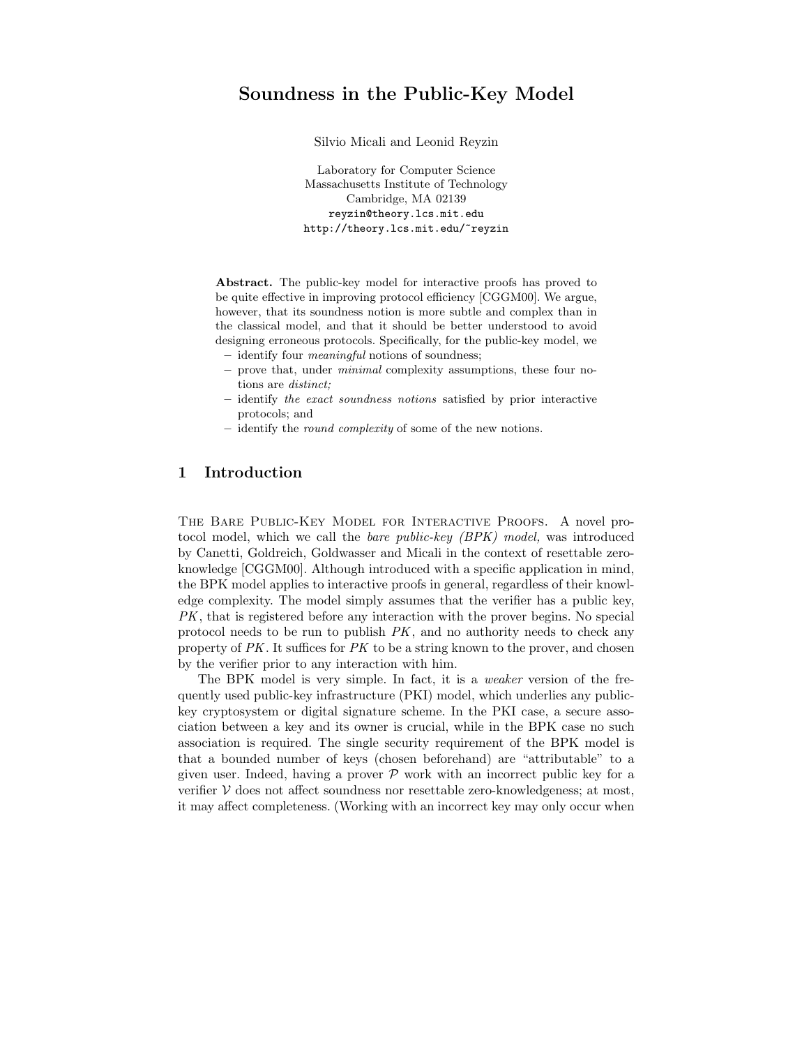# Soundness in the Public-Key Model

Silvio Micali and Leonid Reyzin

Laboratory for Computer Science
Massachusetts Institute of Technology
Cambridge, MA 02139
reyzin@theory.lcs.mit.edu
http://theory.lcs.mit.edu/~reyzin

**Abstract.** The public-key model for interactive proofs has proved to be quite effective in improving protocol efficiency [CGGM00]. We argue, however, that its soundness notion is more subtle and complex than in the classical model, and that it should be better understood to avoid designing erroneous protocols. Specifically, for the public-key model, we

- identify four *meaningful* notions of soundness;
- prove that, under *minimal* complexity assumptions, these four notions are *distinct;*
- identify *the exact soundness notions* satisfied by prior interactive protocols; and
- identify the *round complexity* of some of the new notions.

## 1 Introduction

The Bare Public-Key Model for Interactive Proofs. A novel protocol model, which we call the *bare public-key (BPK) model,* was introduced by Canetti, Goldreich, Goldwasser and Micali in the context of resettable zero-knowledge [CGGM00]. Although introduced with a specific application in mind, the BPK model applies to interactive proofs in general, regardless of their knowledge complexity. The model simply assumes that the verifier has a public key, $PK$, that is registered before any interaction with the prover begins. No special protocol needs to be run to publish $PK$, and no authority needs to check any property of $PK$. It suffices for $PK$ to be a string known to the prover, and chosen by the verifier prior to any interaction with him.

The BPK model is very simple. In fact, it is a *weaker* version of the frequently used public-key infrastructure (PKI) model, which underlies any public-key cryptosystem or digital signature scheme. In the PKI case, a secure association between a key and its owner is crucial, while in the BPK case no such association is required. The single security requirement of the BPK model is that a bounded number of keys (chosen beforehand) are "attributable" to a given user. Indeed, having a prover $\mathcal{P}$ work with an incorrect public key for a verifier $\mathcal{V}$ does not affect soundness nor resettable zero-knowledgeness; at most, it may affect completeness. (Working with an incorrect key may only occur when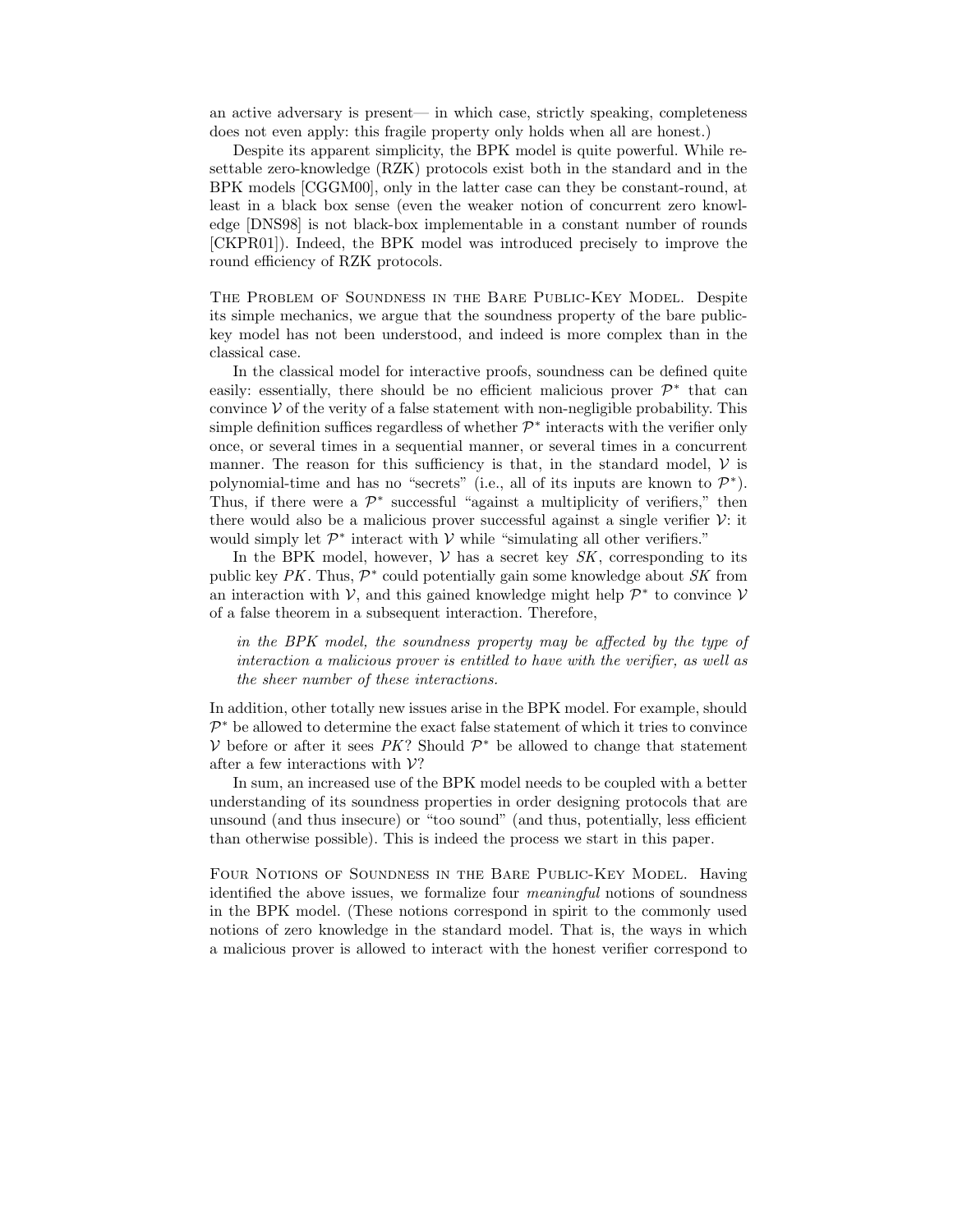an active adversary is present— in which case, strictly speaking, completeness does not even apply: this fragile property only holds when all are honest.)

Despite its apparent simplicity, the BPK model is quite powerful. While resettable zero-knowledge (RZK) protocols exist both in the standard and in the BPK models [CGGM00], only in the latter case can they be constant-round, at least in a black box sense (even the weaker notion of concurrent zero knowledge [DNS98] is not black-box implementable in a constant number of rounds [CKPR01]). Indeed, the BPK model was introduced precisely to improve the round efficiency of RZK protocols.

The Problem of Soundness in the Bare Public-Key Model. Despite its simple mechanics, we argue that the soundness property of the bare public-key model has not been understood, and indeed is more complex than in the classical case.

In the classical model for interactive proofs, soundness can be defined quite easily: essentially, there should be no efficient malicious prover $\mathcal{P}^*$ that can convince $\mathcal{V}$ of the verity of a false statement with non-negligible probability. This simple definition suffices regardless of whether $\mathcal{P}^*$ interacts with the verifier only once, or several times in a sequential manner, or several times in a concurrent manner. The reason for this sufficiency is that, in the standard model, $\mathcal{V}$ is polynomial-time and has no "secrets" (i.e., all of its inputs are known to $\mathcal{P}^*$). Thus, if there were a $\mathcal{P}^*$ successful "against a multiplicity of verifiers," then there would also be a malicious prover successful against a single verifier $\mathcal{V}$: it would simply let $\mathcal{P}^*$ interact with $\mathcal{V}$ while "simulating all other verifiers."

In the BPK model, however, $\mathcal{V}$ has a secret key $SK$, corresponding to its public key $PK$. Thus, $\mathcal{P}^*$ could potentially gain some knowledge about $SK$ from an interaction with $\mathcal{V}$, and this gained knowledge might help $\mathcal{P}^*$ to convince $\mathcal{V}$ of a false theorem in a subsequent interaction. Therefore,

> *in the BPK model, the soundness property may be affected by the type of interaction a malicious prover is entitled to have with the verifier, as well as the sheer number of these interactions.*

In addition, other totally new issues arise in the BPK model. For example, should $\mathcal{P}^*$ be allowed to determine the exact false statement of which it tries to convince $\mathcal{V}$ before or after it sees $PK$? Should $\mathcal{P}^*$ be allowed to change that statement after a few interactions with $\mathcal{V}$?

In sum, an increased use of the BPK model needs to be coupled with a better understanding of its soundness properties in order designing protocols that are unsound (and thus insecure) or "too sound" (and thus, potentially, less efficient than otherwise possible). This is indeed the process we start in this paper.

Four Notions of Soundness in the Bare Public-Key Model. Having identified the above issues, we formalize four *meaningful* notions of soundness in the BPK model. (These notions correspond in spirit to the commonly used notions of zero knowledge in the standard model. That is, the ways in which a malicious prover is allowed to interact with the honest verifier correspond to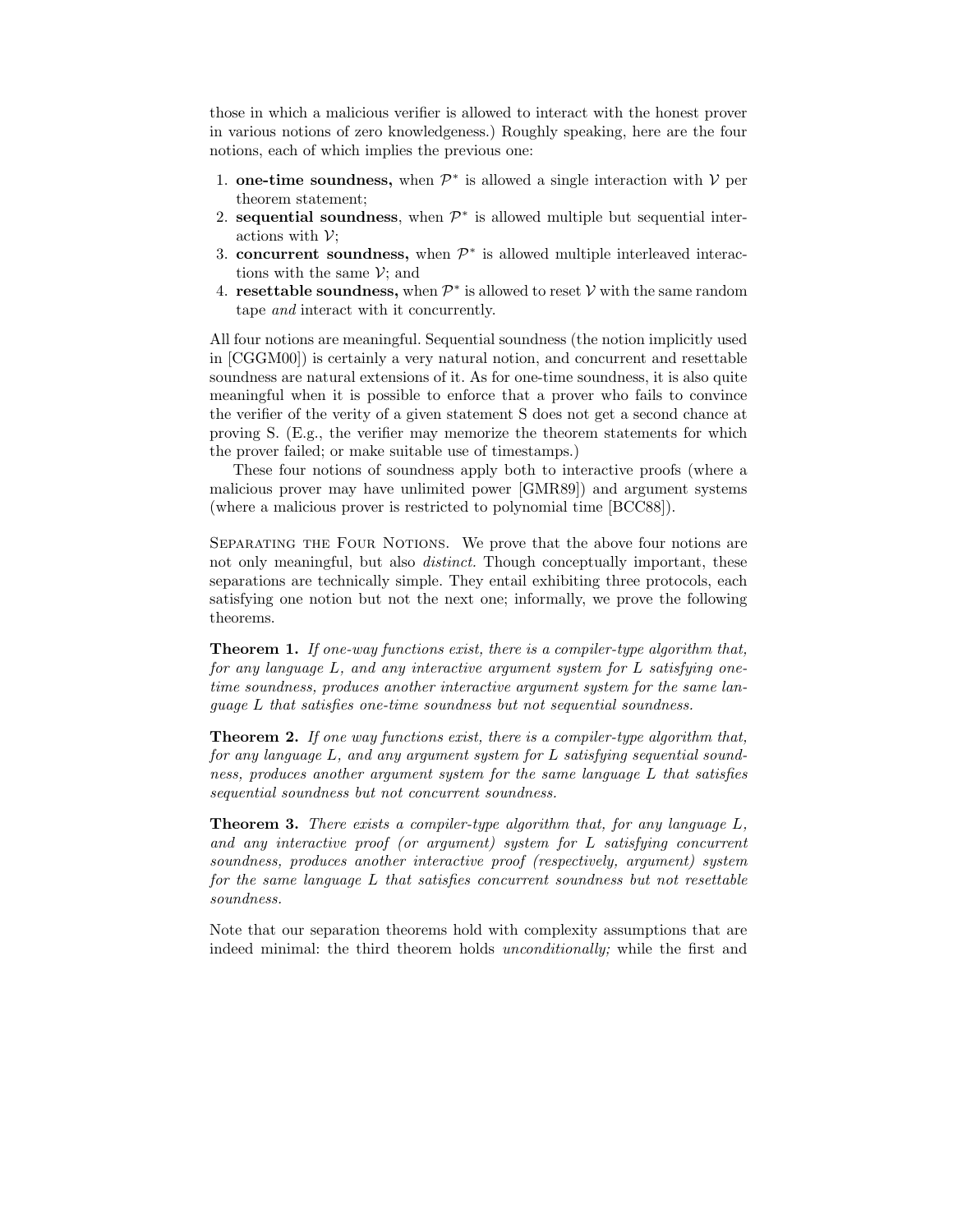those in which a malicious verifier is allowed to interact with the honest prover in various notions of zero knowledgeness.) Roughly speaking, here are the four notions, each of which implies the previous one:

1. **one-time soundness,** when $\mathcal{P}^*$ is allowed a single interaction with $\mathcal{V}$ per theorem statement;
2. **sequential soundness**, when $\mathcal{P}^*$ is allowed multiple but sequential interactions with $\mathcal{V}$;
3. **concurrent soundness,** when $\mathcal{P}^*$ is allowed multiple interleaved interactions with the same $\mathcal{V}$; and
4. **resettable soundness,** when $\mathcal{P}^*$ is allowed to reset $\mathcal{V}$ with the same random tape *and* interact with it concurrently.

All four notions are meaningful. Sequential soundness (the notion implicitly used in [CGGM00]) is certainly a very natural notion, and concurrent and resettable soundness are natural extensions of it. As for one-time soundness, it is also quite meaningful when it is possible to enforce that a prover who fails to convince the verifier of the verity of a given statement S does not get a second chance at proving S. (E.g., the verifier may memorize the theorem statements for which the prover failed; or make suitable use of timestamps.)

These four notions of soundness apply both to interactive proofs (where a malicious prover may have unlimited power [GMR89]) and argument systems (where a malicious prover is restricted to polynomial time [BCC88]).

Separating the Four Notions. We prove that the above four notions are not only meaningful, but also *distinct.* Though conceptually important, these separations are technically simple. They entail exhibiting three protocols, each satisfying one notion but not the next one; informally, we prove the following theorems.

**Theorem 1.** *If one-way functions exist, there is a compiler-type algorithm that, for any language L, and any interactive argument system for L satisfying one-time soundness, produces another interactive argument system for the same language L that satisfies one-time soundness but not sequential soundness.*

**Theorem 2.** *If one way functions exist, there is a compiler-type algorithm that, for any language L, and any argument system for L satisfying sequential soundness, produces another argument system for the same language L that satisfies sequential soundness but not concurrent soundness.*

**Theorem 3.** *There exists a compiler-type algorithm that, for any language L, and any interactive proof (or argument) system for L satisfying concurrent soundness, produces another interactive proof (respectively, argument) system for the same language L that satisfies concurrent soundness but not resettable soundness.*

Note that our separation theorems hold with complexity assumptions that are indeed minimal: the third theorem holds *unconditionally;* while the first and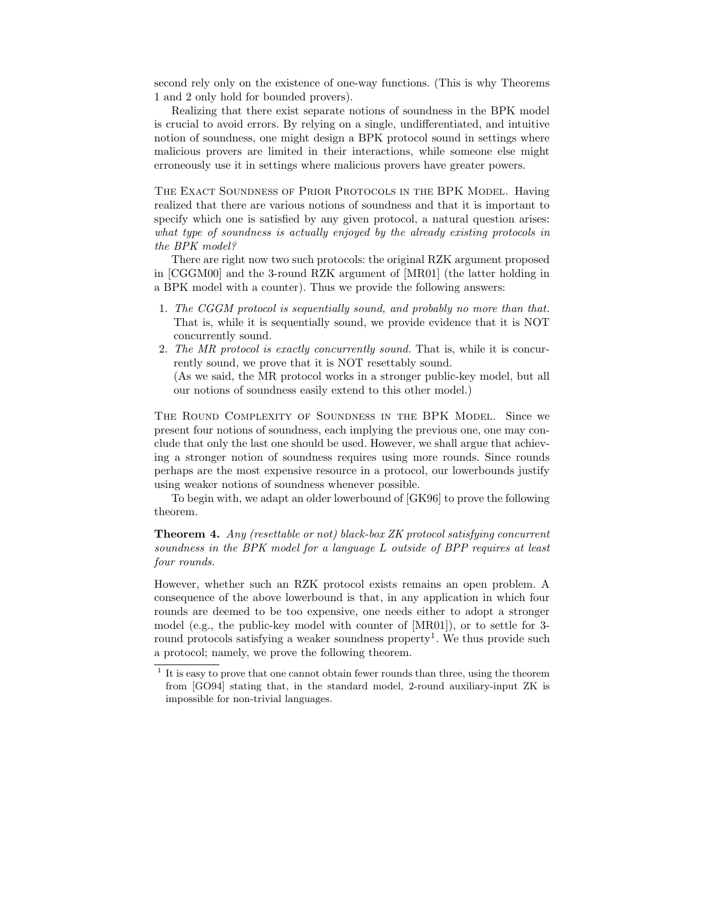second rely only on the existence of one-way functions. (This is why Theorems 1 and 2 only hold for bounded provers).

Realizing that there exist separate notions of soundness in the BPK model is crucial to avoid errors. By relying on a single, undifferentiated, and intuitive notion of soundness, one might design a BPK protocol sound in settings where malicious provers are limited in their interactions, while someone else might erroneously use it in settings where malicious provers have greater powers.

The Exact Soundness of Prior Protocols in the BPK Model. Having realized that there are various notions of soundness and that it is important to specify which one is satisfied by any given protocol, a natural question arises: *what type of soundness is actually enjoyed by the already existing protocols in the BPK model?*

There are right now two such protocols: the original RZK argument proposed in [CGGM00] and the 3-round RZK argument of [MR01] (the latter holding in a BPK model with a counter). Thus we provide the following answers:

1. *The CGGM protocol is sequentially sound, and probably no more than that.* That is, while it is sequentially sound, we provide evidence that it is NOT concurrently sound.
2. *The MR protocol is exactly concurrently sound.* That is, while it is concurrently sound, we prove that it is NOT resettably sound. (As we said, the MR protocol works in a stronger public-key model, but all our notions of soundness easily extend to this other model.)

The Round Complexity of Soundness in the BPK Model. Since we present four notions of soundness, each implying the previous one, one may conclude that only the last one should be used. However, we shall argue that achieving a stronger notion of soundness requires using more rounds. Since rounds perhaps are the most expensive resource in a protocol, our lowerbounds justify using weaker notions of soundness whenever possible.

To begin with, we adapt an older lowerbound of [GK96] to prove the following theorem.

**Theorem 4.** *Any (resettable or not) black-box ZK protocol satisfying concurrent soundness in the BPK model for a language L outside of BPP requires at least four rounds.*

However, whether such an RZK protocol exists remains an open problem. A consequence of the above lowerbound is that, in any application in which four rounds are deemed to be too expensive, one needs either to adopt a stronger model (e.g., the public-key model with counter of [MR01]), or to settle for 3-round protocols satisfying a weaker soundness property[1]. We thus provide such a protocol; namely, we prove the following theorem.

[1] It is easy to prove that one cannot obtain fewer rounds than three, using the theorem from [GO94] stating that, in the standard model, 2-round auxiliary-input ZK is impossible for non-trivial languages.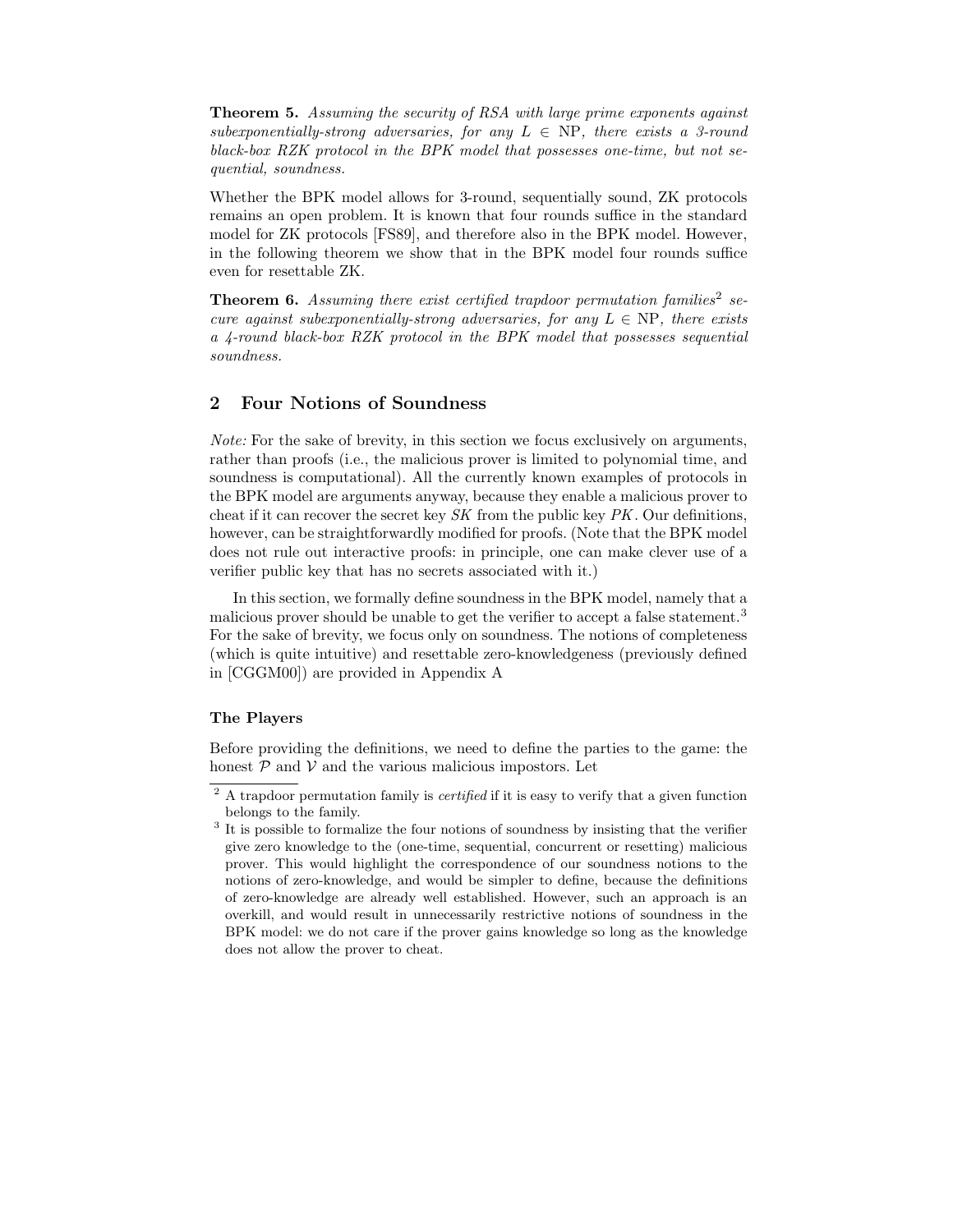**Theorem 5.** *Assuming the security of RSA with large prime exponents against subexponentially-strong adversaries, for any $L \in \text{NP}$, there exists a 3-round black-box RZK protocol in the BPK model that possesses one-time, but not sequential, soundness.*

Whether the BPK model allows for 3-round, sequentially sound, ZK protocols remains an open problem. It is known that four rounds suffice in the standard model for ZK protocols [FS89], and therefore also in the BPK model. However, in the following theorem we show that in the BPK model four rounds suffice even for resettable ZK.

**Theorem 6.** *Assuming there exist certified trapdoor permutation families*[2] *secure against subexponentially-strong adversaries, for any $L \in \text{NP}$, there exists a 4-round black-box RZK protocol in the BPK model that possesses sequential soundness.*

## 2 Four Notions of Soundness

*Note:* For the sake of brevity, in this section we focus exclusively on arguments, rather than proofs (i.e., the malicious prover is limited to polynomial time, and soundness is computational). All the currently known examples of protocols in the BPK model are arguments anyway, because they enable a malicious prover to cheat if it can recover the secret key $SK$ from the public key $PK$. Our definitions, however, can be straightforwardly modified for proofs. (Note that the BPK model does not rule out interactive proofs: in principle, one can make clever use of a verifier public key that has no secrets associated with it.)

In this section, we formally define soundness in the BPK model, namely that a malicious prover should be unable to get the verifier to accept a false statement.[3] For the sake of brevity, we focus only on soundness. The notions of completeness (which is quite intuitive) and resettable zero-knowledgeness (previously defined in [CGGM00]) are provided in Appendix A

**The Players**

Before providing the definitions, we need to define the parties to the game: the honest $\mathcal{P}$ and $\mathcal{V}$ and the various malicious impostors. Let

[2] A trapdoor permutation family is *certified* if it is easy to verify that a given function belongs to the family.

[3] It is possible to formalize the four notions of soundness by insisting that the verifier give zero knowledge to the (one-time, sequential, concurrent or resetting) malicious prover. This would highlight the correspondence of our soundness notions to the notions of zero-knowledge, and would be simpler to define, because the definitions of zero-knowledge are already well established. However, such an approach is an overkill, and would result in unnecessarily restrictive notions of soundness in the BPK model: we do not care if the prover gains knowledge so long as the knowledge does not allow the prover to cheat.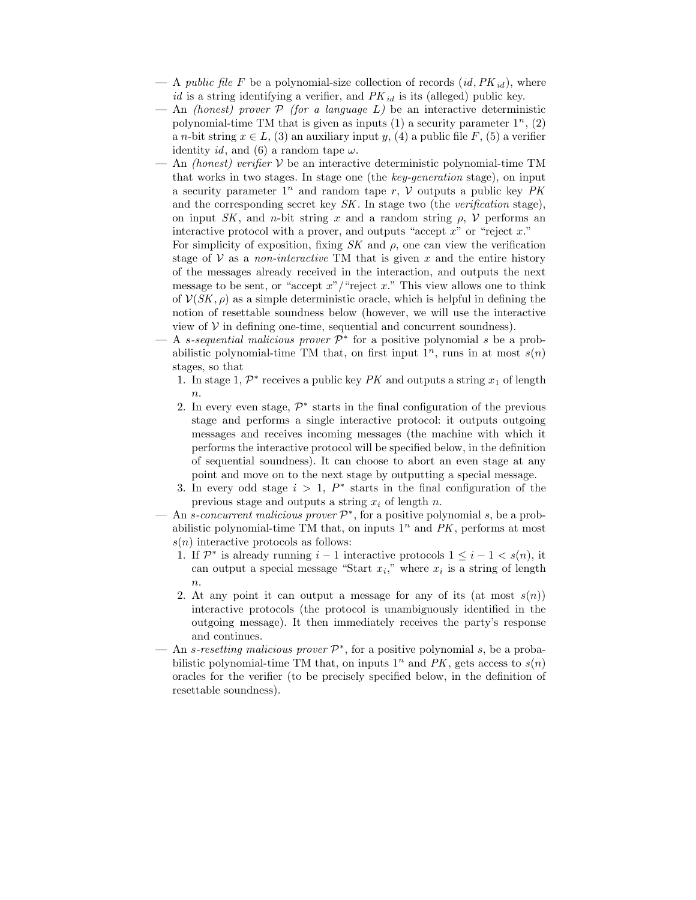— A *public file* $F$ be a polynomial-size collection of records $(id, PK_{id})$, where $id$ is a string identifying a verifier, and $PK_{id}$ is its (alleged) public key.

— An *(honest) prover* $\mathcal{P}$ *(for a language* $L$*)* be an interactive deterministic polynomial-time TM that is given as inputs (1) a security parameter $1^n$, (2) a $n$-bit string $x \in L$, (3) an auxiliary input $y$, (4) a public file $F$, (5) a verifier identity $id$, and (6) a random tape $\omega$.

— An *(honest) verifier* $\mathcal{V}$ be an interactive deterministic polynomial-time TM that works in two stages. In stage one (the *key-generation* stage), on input a security parameter $1^n$ and random tape $r$, $\mathcal{V}$ outputs a public key $PK$ and the corresponding secret key $SK$. In stage two (the *verification* stage), on input $SK$, and $n$-bit string $x$ and a random string $\rho$, $\mathcal{V}$ performs an interactive protocol with a prover, and outputs "accept $x$" or "reject $x$."
For simplicity of exposition, fixing $SK$ and $\rho$, one can view the verification stage of $\mathcal{V}$ as a *non-interactive* TM that is given $x$ and the entire history of the messages already received in the interaction, and outputs the next message to be sent, or "accept $x$"/"reject $x$." This view allows one to think of $\mathcal{V}(SK, \rho)$ as a simple deterministic oracle, which is helpful in defining the notion of resettable soundness below (however, we will use the interactive view of $\mathcal{V}$ in defining one-time, sequential and concurrent soundness).

— A *s-sequential malicious prover* $\mathcal{P}^*$ for a positive polynomial $s$ be a probabilistic polynomial-time TM that, on first input $1^n$, runs in at most $s(n)$ stages, so that

1. In stage 1, $\mathcal{P}^*$ receives a public key $PK$ and outputs a string $x_1$ of length $n$.
2. In every even stage, $\mathcal{P}^*$ starts in the final configuration of the previous stage and performs a single interactive protocol: it outputs outgoing messages and receives incoming messages (the machine with which it performs the interactive protocol will be specified below, in the definition of sequential soundness). It can choose to abort an even stage at any point and move on to the next stage by outputting a special message.
3. In every odd stage $i > 1$, $P^*$ starts in the final configuration of the previous stage and outputs a string $x_i$ of length $n$.

— An *s-concurrent malicious prover* $\mathcal{P}^*$, for a positive polynomial $s$, be a probabilistic polynomial-time TM that, on inputs $1^n$ and $PK$, performs at most $s(n)$ interactive protocols as follows:

1. If $\mathcal{P}^*$ is already running $i-1$ interactive protocols $1 \leq i-1 < s(n)$, it can output a special message "Start $x_i$," where $x_i$ is a string of length $n$.
2. At any point it can output a message for any of its (at most $s(n)$) interactive protocols (the protocol is unambiguously identified in the outgoing message). It then immediately receives the party's response and continues.

— An *s-resetting malicious prover* $\mathcal{P}^*$, for a positive polynomial $s$, be a probabilistic polynomial-time TM that, on inputs $1^n$ and $PK$, gets access to $s(n)$ oracles for the verifier (to be precisely specified below, in the definition of resettable soundness).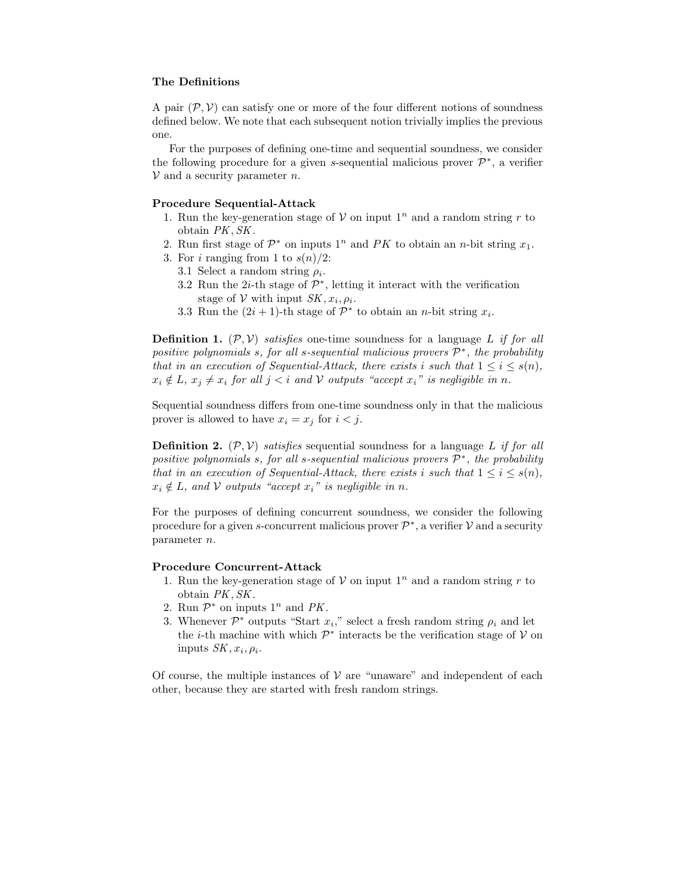### The Definitions

A pair $(\mathcal{P}, \mathcal{V})$ can satisfy one or more of the four different notions of soundness defined below. We note that each subsequent notion trivially implies the previous one.

For the purposes of defining one-time and sequential soundness, we consider the following procedure for a given $s$-sequential malicious prover $\mathcal{P}^*$, a verifier $\mathcal{V}$ and a security parameter $n$.

**Procedure Sequential-Attack**

1. Run the key-generation stage of $\mathcal{V}$ on input $1^n$ and a random string $r$ to obtain $PK, SK$.
2. Run first stage of $\mathcal{P}^*$ on inputs $1^n$ and $PK$ to obtain an $n$-bit string $x_1$.
3. For $i$ ranging from 1 to $s(n)/2$:
   - 3.1 Select a random string $\rho_i$.
   - 3.2 Run the $2i$-th stage of $\mathcal{P}^*$, letting it interact with the verification stage of $\mathcal{V}$ with input $SK, x_i, \rho_i$.
   - 3.3 Run the $(2i+1)$-th stage of $\mathcal{P}^*$ to obtain an $n$-bit string $x_i$.

**Definition 1.** *$(\mathcal{P}, \mathcal{V})$ satisfies* one-time soundness *for a language $L$ if for all positive polynomials $s$, for all $s$-sequential malicious provers $\mathcal{P}^*$, the probability that in an execution of Sequential-Attack, there exists $i$ such that $1 \le i \le s(n)$, $x_i \notin L$, $x_j \neq x_i$ for all $j < i$ and $\mathcal{V}$ outputs "accept $x_i$" is negligible in $n$.*

Sequential soundness differs from one-time soundness only in that the malicious prover is allowed to have $x_i = x_j$ for $i < j$.

**Definition 2.** *$(\mathcal{P}, \mathcal{V})$ satisfies* sequential soundness *for a language $L$ if for all positive polynomials $s$, for all $s$-sequential malicious provers $\mathcal{P}^*$, the probability that in an execution of Sequential-Attack, there exists $i$ such that $1 \le i \le s(n)$, $x_i \notin L$, and $\mathcal{V}$ outputs "accept $x_i$" is negligible in $n$.*

For the purposes of defining concurrent soundness, we consider the following procedure for a given $s$-concurrent malicious prover $\mathcal{P}^*$, a verifier $\mathcal{V}$ and a security parameter $n$.

**Procedure Concurrent-Attack**

1. Run the key-generation stage of $\mathcal{V}$ on input $1^n$ and a random string $r$ to obtain $PK, SK$.
2. Run $\mathcal{P}^*$ on inputs $1^n$ and $PK$.
3. Whenever $\mathcal{P}^*$ outputs "Start $x_i$," select a fresh random string $\rho_i$ and let the $i$-th machine with which $\mathcal{P}^*$ interacts be the verification stage of $\mathcal{V}$ on inputs $SK, x_i, \rho_i$.

Of course, the multiple instances of $\mathcal{V}$ are "unaware" and independent of each other, because they are started with fresh random strings.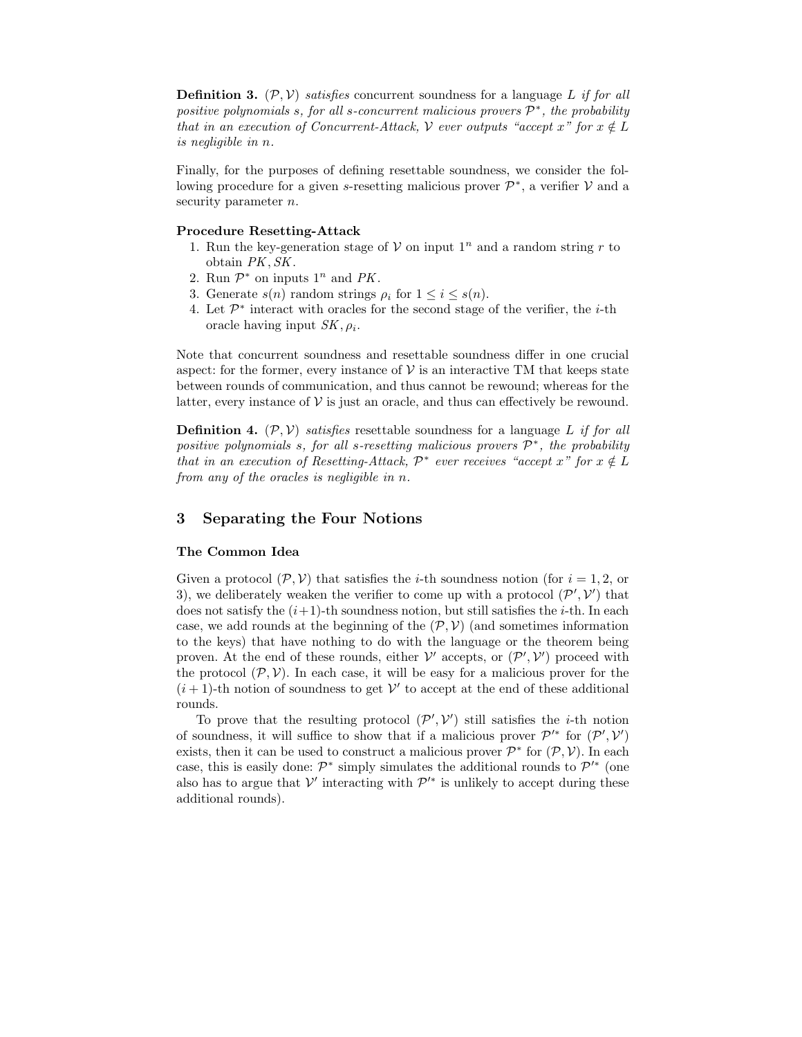**Definition 3.** $(\mathcal{P}, \mathcal{V})$ *satisfies* concurrent soundness for a language $L$ *if for all positive polynomials $s$, for all $s$-concurrent malicious provers $\mathcal{P}^*$, the probability that in an execution of Concurrent-Attack, $\mathcal{V}$ ever outputs "accept $x$" for $x \notin L$ is negligible in $n$.*

Finally, for the purposes of defining resettable soundness, we consider the following procedure for a given $s$-resetting malicious prover $\mathcal{P}^*$, a verifier $\mathcal{V}$ and a security parameter $n$.

**Procedure Resetting-Attack**

1. Run the key-generation stage of $\mathcal{V}$ on input $1^n$ and a random string $r$ to obtain $PK, SK$.
2. Run $\mathcal{P}^*$ on inputs $1^n$ and $PK$.
3. Generate $s(n)$ random strings $\rho_i$ for $1 \leq i \leq s(n)$.
4. Let $\mathcal{P}^*$ interact with oracles for the second stage of the verifier, the $i$-th oracle having input $SK, \rho_i$.

Note that concurrent soundness and resettable soundness differ in one crucial aspect: for the former, every instance of $\mathcal{V}$ is an interactive TM that keeps state between rounds of communication, and thus cannot be rewound; whereas for the latter, every instance of $\mathcal{V}$ is just an oracle, and thus can effectively be rewound.

**Definition 4.** $(\mathcal{P}, \mathcal{V})$ *satisfies* resettable soundness for a language $L$ *if for all positive polynomials $s$, for all $s$-resetting malicious provers $\mathcal{P}^*$, the probability that in an execution of Resetting-Attack, $\mathcal{P}^*$ ever receives "accept $x$" for $x \notin L$ from any of the oracles is negligible in $n$.*

## 3 Separating the Four Notions

### The Common Idea

Given a protocol $(\mathcal{P}, \mathcal{V})$ that satisfies the $i$-th soundness notion (for $i = 1, 2$, or 3), we deliberately weaken the verifier to come up with a protocol $(\mathcal{P}', \mathcal{V}')$ that does not satisfy the $(i+1)$-th soundness notion, but still satisfies the $i$-th. In each case, we add rounds at the beginning of the $(\mathcal{P}, \mathcal{V})$ (and sometimes information to the keys) that have nothing to do with the language or the theorem being proven. At the end of these rounds, either $\mathcal{V}'$ accepts, or $(\mathcal{P}', \mathcal{V}')$ proceed with the protocol $(\mathcal{P}, \mathcal{V})$. In each case, it will be easy for a malicious prover for the $(i+1)$-th notion of soundness to get $\mathcal{V}'$ to accept at the end of these additional rounds.

To prove that the resulting protocol $(\mathcal{P}', \mathcal{V}')$ still satisfies the $i$-th notion of soundness, it will suffice to show that if a malicious prover $\mathcal{P}'^*$ for $(\mathcal{P}', \mathcal{V}')$ exists, then it can be used to construct a malicious prover $\mathcal{P}^*$ for $(\mathcal{P}, \mathcal{V})$. In each case, this is easily done: $\mathcal{P}^*$ simply simulates the additional rounds to $\mathcal{P}'^*$ (one also has to argue that $\mathcal{V}'$ interacting with $\mathcal{P}'^*$ is unlikely to accept during these additional rounds).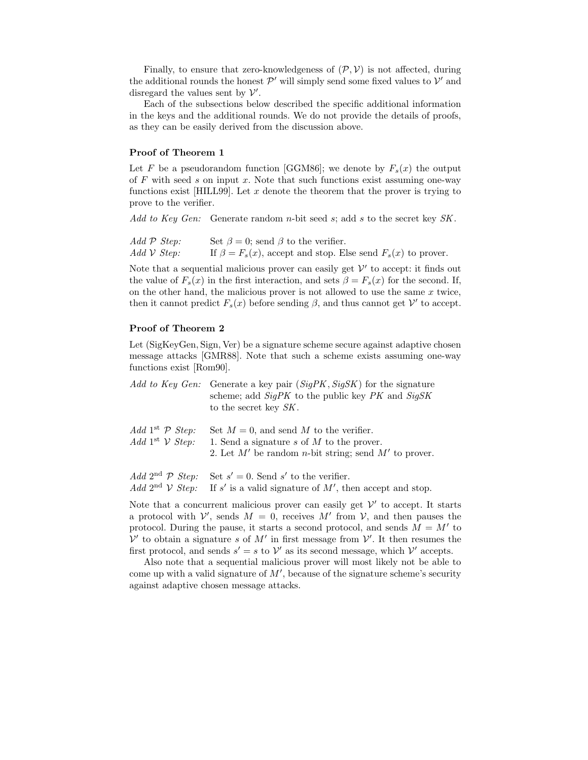Finally, to ensure that zero-knowledgeness of $(\mathcal{P}, \mathcal{V})$ is not affected, during the additional rounds the honest $\mathcal{P}'$ will simply send some fixed values to $\mathcal{V}'$ and disregard the values sent by $\mathcal{V}'$.

Each of the subsections below described the specific additional information in the keys and the additional rounds. We do not provide the details of proofs, as they can be easily derived from the discussion above.

**Proof of Theorem 1**

Let $F$ be a pseudorandom function [GGM86]; we denote by $F_s(x)$ the output of $F$ with seed $s$ on input $x$. Note that such functions exist assuming one-way functions exist [HILL99]. Let $x$ denote the theorem that the prover is trying to prove to the verifier.

*Add to Key Gen:* Generate random $n$-bit seed $s$; add $s$ to the secret key $SK$.

*Add $\mathcal{P}$ Step:* Set $\beta = 0$; send $\beta$ to the verifier.
*Add $\mathcal{V}$ Step:* If $\beta = F_s(x)$, accept and stop. Else send $F_s(x)$ to prover.

Note that a sequential malicious prover can easily get $\mathcal{V}'$ to accept: it finds out the value of $F_s(x)$ in the first interaction, and sets $\beta = F_s(x)$ for the second. If, on the other hand, the malicious prover is not allowed to use the same $x$ twice, then it cannot predict $F_s(x)$ before sending $\beta$, and thus cannot get $\mathcal{V}'$ to accept.

**Proof of Theorem 2**

Let (SigKeyGen, Sign, Ver) be a signature scheme secure against adaptive chosen message attacks [GMR88]. Note that such a scheme exists assuming one-way functions exist [Rom90].

*Add to Key Gen:* Generate a key pair (*SigPK*, *SigSK*) for the signature scheme; add *SigPK* to the public key *PK* and *SigSK* to the secret key *SK*.

*Add 1st $\mathcal{P}$ Step:* Set $M = 0$, and send $M$ to the verifier.
*Add 1st $\mathcal{V}$ Step:* 1. Send a signature $s$ of $M$ to the prover.
2. Let $M'$ be random $n$-bit string; send $M'$ to prover.

*Add 2nd $\mathcal{P}$ Step:* Set $s' = 0$. Send $s'$ to the verifier.
*Add 2nd $\mathcal{V}$ Step:* If $s'$ is a valid signature of $M'$, then accept and stop.

Note that a concurrent malicious prover can easily get $\mathcal{V}'$ to accept. It starts a protocol with $\mathcal{V}'$, sends $M = 0$, receives $M'$ from $\mathcal{V}$, and then pauses the protocol. During the pause, it starts a second protocol, and sends $M = M'$ to $\mathcal{V}'$ to obtain a signature $s$ of $M'$ in first message from $\mathcal{V}'$. It then resumes the first protocol, and sends $s' = s$ to $\mathcal{V}'$ as its second message, which $\mathcal{V}'$ accepts.

Also note that a sequential malicious prover will most likely not be able to come up with a valid signature of $M'$, because of the signature scheme's security against adaptive chosen message attacks.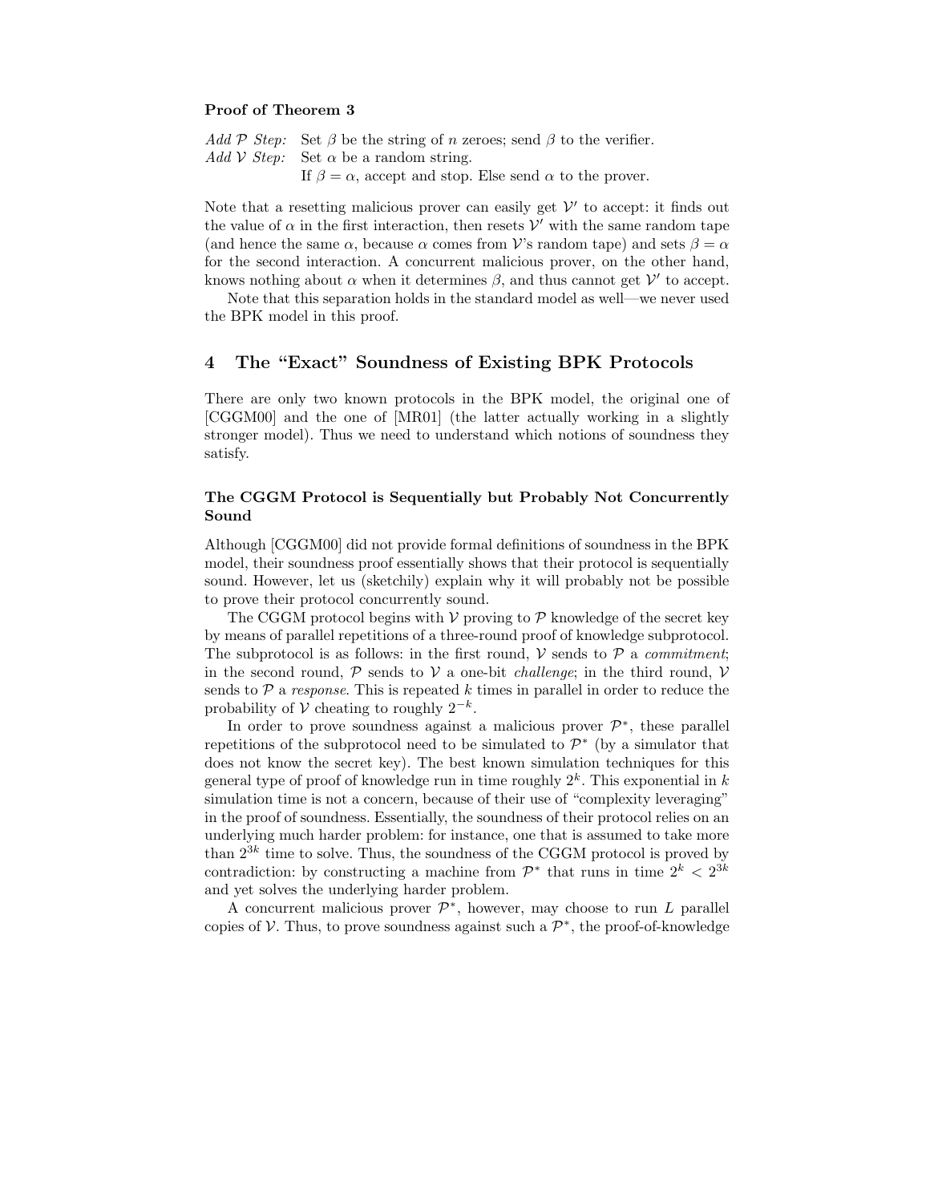**Proof of Theorem 3**

*Add $\mathcal{P}$ Step:* Set $\beta$ be the string of $n$ zeroes; send $\beta$ to the verifier.
*Add $\mathcal{V}$ Step:* Set $\alpha$ be a random string.
If $\beta = \alpha$, accept and stop. Else send $\alpha$ to the prover.

Note that a resetting malicious prover can easily get $\mathcal{V}'$ to accept: it finds out the value of $\alpha$ in the first interaction, then resets $\mathcal{V}'$ with the same random tape (and hence the same $\alpha$, because $\alpha$ comes from $\mathcal{V}$'s random tape) and sets $\beta = \alpha$ for the second interaction. A concurrent malicious prover, on the other hand, knows nothing about $\alpha$ when it determines $\beta$, and thus cannot get $\mathcal{V}'$ to accept.

Note that this separation holds in the standard model as well—we never used the BPK model in this proof.

## 4 The "Exact" Soundness of Existing BPK Protocols

There are only two known protocols in the BPK model, the original one of [CGGM00] and the one of [MR01] (the latter actually working in a slightly stronger model). Thus we need to understand which notions of soundness they satisfy.

### The CGGM Protocol is Sequentially but Probably Not Concurrently Sound

Although [CGGM00] did not provide formal definitions of soundness in the BPK model, their soundness proof essentially shows that their protocol is sequentially sound. However, let us (sketchily) explain why it will probably not be possible to prove their protocol concurrently sound.

The CGGM protocol begins with $\mathcal{V}$ proving to $\mathcal{P}$ knowledge of the secret key by means of parallel repetitions of a three-round proof of knowledge subprotocol. The subprotocol is as follows: in the first round, $\mathcal{V}$ sends to $\mathcal{P}$ a *commitment*; in the second round, $\mathcal{P}$ sends to $\mathcal{V}$ a one-bit *challenge*; in the third round, $\mathcal{V}$ sends to $\mathcal{P}$ a *response*. This is repeated $k$ times in parallel in order to reduce the probability of $\mathcal{V}$ cheating to roughly $2^{-k}$.

In order to prove soundness against a malicious prover $\mathcal{P}^*$, these parallel repetitions of the subprotocol need to be simulated to $\mathcal{P}^*$ (by a simulator that does not know the secret key). The best known simulation techniques for this general type of proof of knowledge run in time roughly $2^k$. This exponential in $k$ simulation time is not a concern, because of their use of "complexity leveraging" in the proof of soundness. Essentially, the soundness of their protocol relies on an underlying much harder problem: for instance, one that is assumed to take more than $2^{3k}$ time to solve. Thus, the soundness of the CGGM protocol is proved by contradiction: by constructing a machine from $\mathcal{P}^*$ that runs in time $2^k < 2^{3k}$ and yet solves the underlying harder problem.

A concurrent malicious prover $\mathcal{P}^*$, however, may choose to run $L$ parallel copies of $\mathcal{V}$. Thus, to prove soundness against such a $\mathcal{P}^*$, the proof-of-knowledge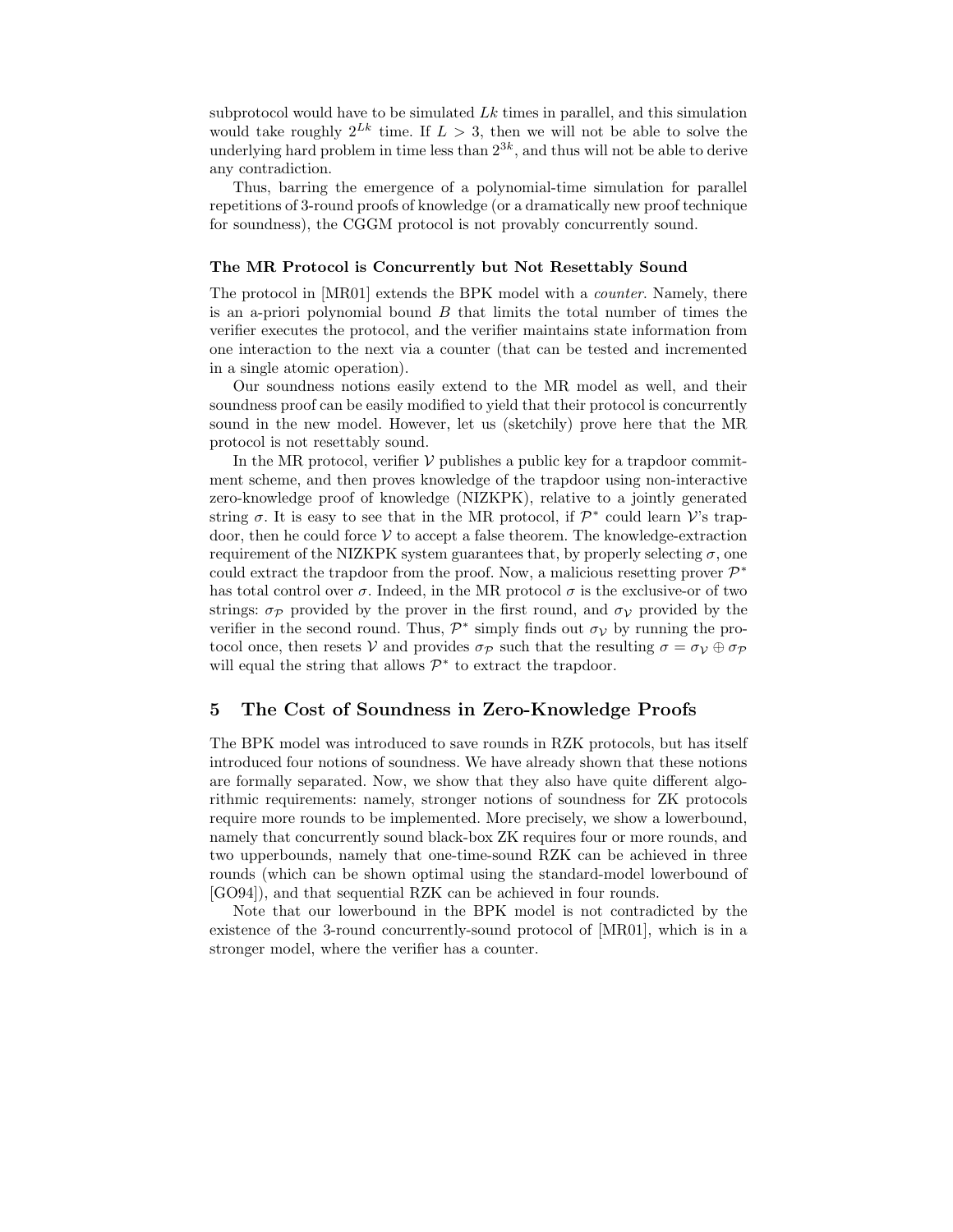subprotocol would have to be simulated $Lk$ times in parallel, and this simulation would take roughly $2^{Lk}$ time. If $L > 3$, then we will not be able to solve the underlying hard problem in time less than $2^{3k}$, and thus will not be able to derive any contradiction.

Thus, barring the emergence of a polynomial-time simulation for parallel repetitions of 3-round proofs of knowledge (or a dramatically new proof technique for soundness), the CGGM protocol is not provably concurrently sound.

#### The MR Protocol is Concurrently but Not Resettably Sound

The protocol in [MR01] extends the BPK model with a *counter*. Namely, there is an a-priori polynomial bound $B$ that limits the total number of times the verifier executes the protocol, and the verifier maintains state information from one interaction to the next via a counter (that can be tested and incremented in a single atomic operation).

Our soundness notions easily extend to the MR model as well, and their soundness proof can be easily modified to yield that their protocol is concurrently sound in the new model. However, let us (sketchily) prove here that the MR protocol is not resettably sound.

In the MR protocol, verifier $\mathcal{V}$ publishes a public key for a trapdoor commitment scheme, and then proves knowledge of the trapdoor using non-interactive zero-knowledge proof of knowledge (NIZKPK), relative to a jointly generated string $\sigma$. It is easy to see that in the MR protocol, if $\mathcal{P}^*$ could learn $\mathcal{V}$'s trapdoor, then he could force $\mathcal{V}$ to accept a false theorem. The knowledge-extraction requirement of the NIZKPK system guarantees that, by properly selecting $\sigma$, one could extract the trapdoor from the proof. Now, a malicious resetting prover $\mathcal{P}^*$ has total control over $\sigma$. Indeed, in the MR protocol $\sigma$ is the exclusive-or of two strings: $\sigma_{\mathcal{P}}$ provided by the prover in the first round, and $\sigma_{\mathcal{V}}$ provided by the verifier in the second round. Thus, $\mathcal{P}^*$ simply finds out $\sigma_{\mathcal{V}}$ by running the protocol once, then resets $\mathcal{V}$ and provides $\sigma_{\mathcal{P}}$ such that the resulting $\sigma = \sigma_{\mathcal{V}} \oplus \sigma_{\mathcal{P}}$ will equal the string that allows $\mathcal{P}^*$ to extract the trapdoor.

## 5 The Cost of Soundness in Zero-Knowledge Proofs

The BPK model was introduced to save rounds in RZK protocols, but has itself introduced four notions of soundness. We have already shown that these notions are formally separated. Now, we show that they also have quite different algorithmic requirements: namely, stronger notions of soundness for ZK protocols require more rounds to be implemented. More precisely, we show a lowerbound, namely that concurrently sound black-box ZK requires four or more rounds, and two upperbounds, namely that one-time-sound RZK can be achieved in three rounds (which can be shown optimal using the standard-model lowerbound of [GO94]), and that sequential RZK can be achieved in four rounds.

Note that our lowerbound in the BPK model is not contradicted by the existence of the 3-round concurrently-sound protocol of [MR01], which is in a stronger model, where the verifier has a counter.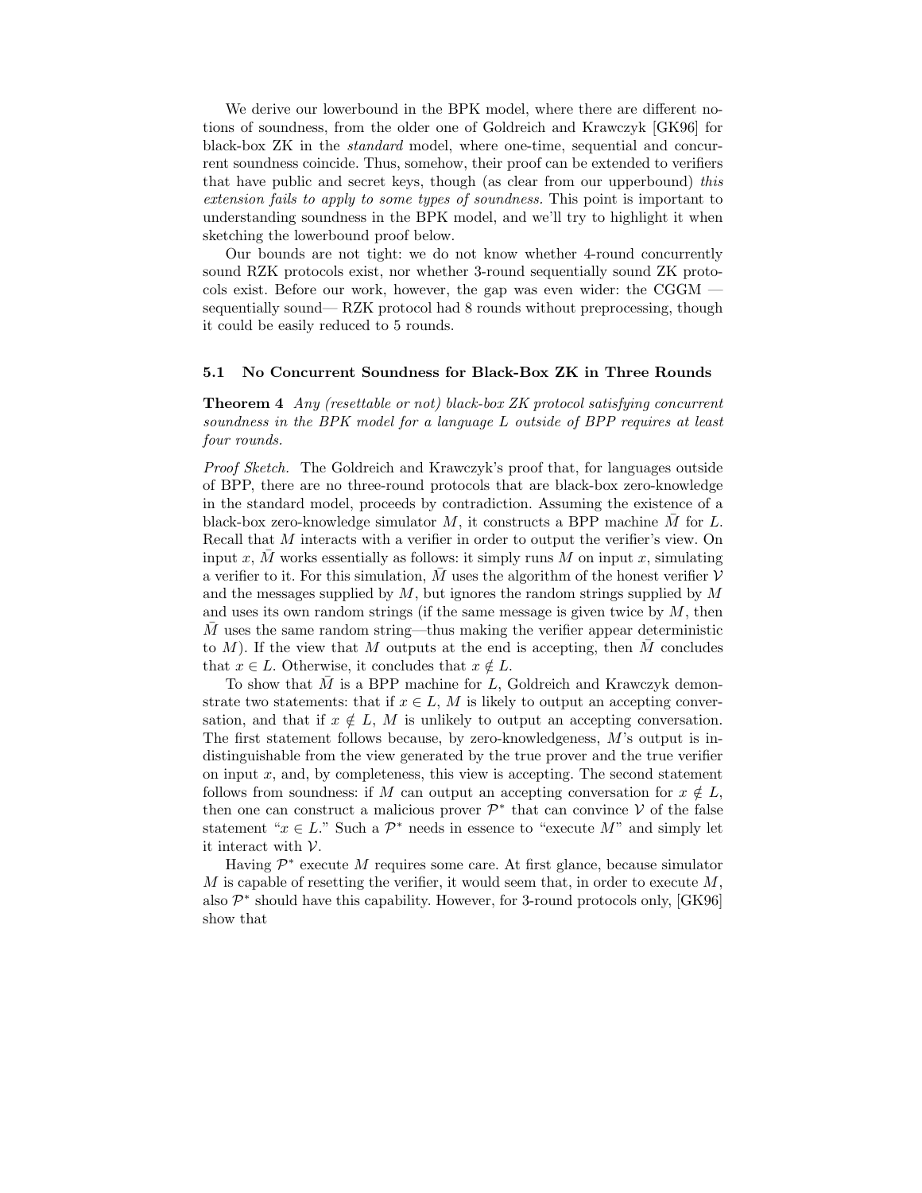We derive our lowerbound in the BPK model, where there are different notions of soundness, from the older one of Goldreich and Krawczyk [GK96] for black-box ZK in the *standard* model, where one-time, sequential and concurrent soundness coincide. Thus, somehow, their proof can be extended to verifiers that have public and secret keys, though (as clear from our upperbound) *this extension fails to apply to some types of soundness.* This point is important to understanding soundness in the BPK model, and we'll try to highlight it when sketching the lowerbound proof below.

Our bounds are not tight: we do not know whether 4-round concurrently sound RZK protocols exist, nor whether 3-round sequentially sound ZK protocols exist. Before our work, however, the gap was even wider: the CGGM —sequentially sound— RZK protocol had 8 rounds without preprocessing, though it could be easily reduced to 5 rounds.

### 5.1 No Concurrent Soundness for Black-Box ZK in Three Rounds

**Theorem 4** *Any (resettable or not) black-box ZK protocol satisfying concurrent soundness in the BPK model for a language $L$ outside of BPP requires at least four rounds.*

*Proof Sketch.* The Goldreich and Krawczyk's proof that, for languages outside of BPP, there are no three-round protocols that are black-box zero-knowledge in the standard model, proceeds by contradiction. Assuming the existence of a black-box zero-knowledge simulator $M$, it constructs a BPP machine $\bar{M}$ for $L$. Recall that $M$ interacts with a verifier in order to output the verifier's view. On input $x$, $\bar{M}$ works essentially as follows: it simply runs $M$ on input $x$, simulating a verifier to it. For this simulation, $\bar{M}$ uses the algorithm of the honest verifier $\mathcal{V}$ and the messages supplied by $M$, but ignores the random strings supplied by $M$ and uses its own random strings (if the same message is given twice by $M$, then $\bar{M}$ uses the same random string—thus making the verifier appear deterministic to $M$). If the view that $M$ outputs at the end is accepting, then $\bar{M}$ concludes that $x \in L$. Otherwise, it concludes that $x \notin L$.

To show that $\bar{M}$ is a BPP machine for $L$, Goldreich and Krawczyk demonstrate two statements: that if $x \in L$, $M$ is likely to output an accepting conversation, and that if $x \notin L$, $M$ is unlikely to output an accepting conversation. The first statement follows because, by zero-knowledgeness, $M$'s output is indistinguishable from the view generated by the true prover and the true verifier on input $x$, and, by completeness, this view is accepting. The second statement follows from soundness: if $M$ can output an accepting conversation for $x \notin L$, then one can construct a malicious prover $\mathcal{P}^*$ that can convince $\mathcal{V}$ of the false statement "$x \in L$." Such a $\mathcal{P}^*$ needs in essence to "execute $M$" and simply let it interact with $\mathcal{V}$.

Having $\mathcal{P}^*$ execute $M$ requires some care. At first glance, because simulator $M$ is capable of resetting the verifier, it would seem that, in order to execute $M$, also $\mathcal{P}^*$ should have this capability. However, for 3-round protocols only, [GK96] show that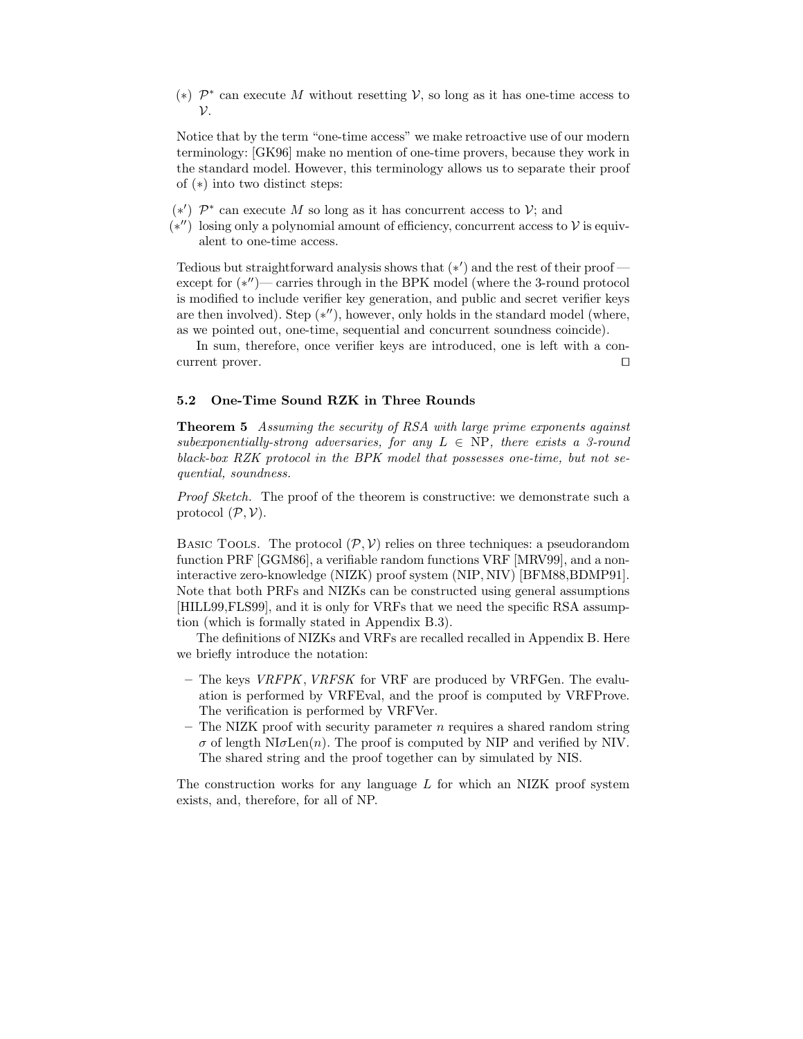($*$) $\mathcal{P}^*$ can execute $M$ without resetting $\mathcal{V}$, so long as it has one-time access to $\mathcal{V}$.

Notice that by the term "one-time access" we make retroactive use of our modern terminology: [GK96] make no mention of one-time provers, because they work in the standard model. However, this terminology allows us to separate their proof of ($*$) into two distinct steps:

($*'$) $\mathcal{P}^*$ can execute $M$ so long as it has concurrent access to $\mathcal{V}$; and

($*''$) losing only a polynomial amount of efficiency, concurrent access to $\mathcal{V}$ is equivalent to one-time access.

Tedious but straightforward analysis shows that ($*'$) and the rest of their proof — except for ($*''$)— carries through in the BPK model (where the 3-round protocol is modified to include verifier key generation, and public and secret verifier keys are then involved). Step ($*''$), however, only holds in the standard model (where, as we pointed out, one-time, sequential and concurrent soundness coincide).

In sum, therefore, once verifier keys are introduced, one is left with a concurrent prover. ◻

### 5.2 One-Time Sound RZK in Three Rounds

**Theorem 5** *Assuming the security of RSA with large prime exponents against subexponentially-strong adversaries, for any $L \in$ NP, there exists a 3-round black-box RZK protocol in the BPK model that possesses one-time, but not sequential, soundness.*

*Proof Sketch.* The proof of the theorem is constructive: we demonstrate such a protocol $(\mathcal{P}, \mathcal{V})$.

Basic Tools. The protocol $(\mathcal{P}, \mathcal{V})$ relies on three techniques: a pseudorandom function PRF [GGM86], a verifiable random functions VRF [MRV99], and a non-interactive zero-knowledge (NIZK) proof system (NIP, NIV) [BFM88,BDMP91]. Note that both PRFs and NIZKs can be constructed using general assumptions [HILL99,FLS99], and it is only for VRFs that we need the specific RSA assumption (which is formally stated in Appendix B.3).

The definitions of NIZKs and VRFs are recalled recalled in Appendix B. Here we briefly introduce the notation:

- The keys *VRFPK*, *VRFSK* for VRF are produced by VRFGen. The evaluation is performed by VRFEval, and the proof is computed by VRFProve. The verification is performed by VRFVer.
- The NIZK proof with security parameter $n$ requires a shared random string $\sigma$ of length NI$\sigma$Len$(n)$. The proof is computed by NIP and verified by NIV. The shared string and the proof together can by simulated by NIS.

The construction works for any language $L$ for which an NIZK proof system exists, and, therefore, for all of NP.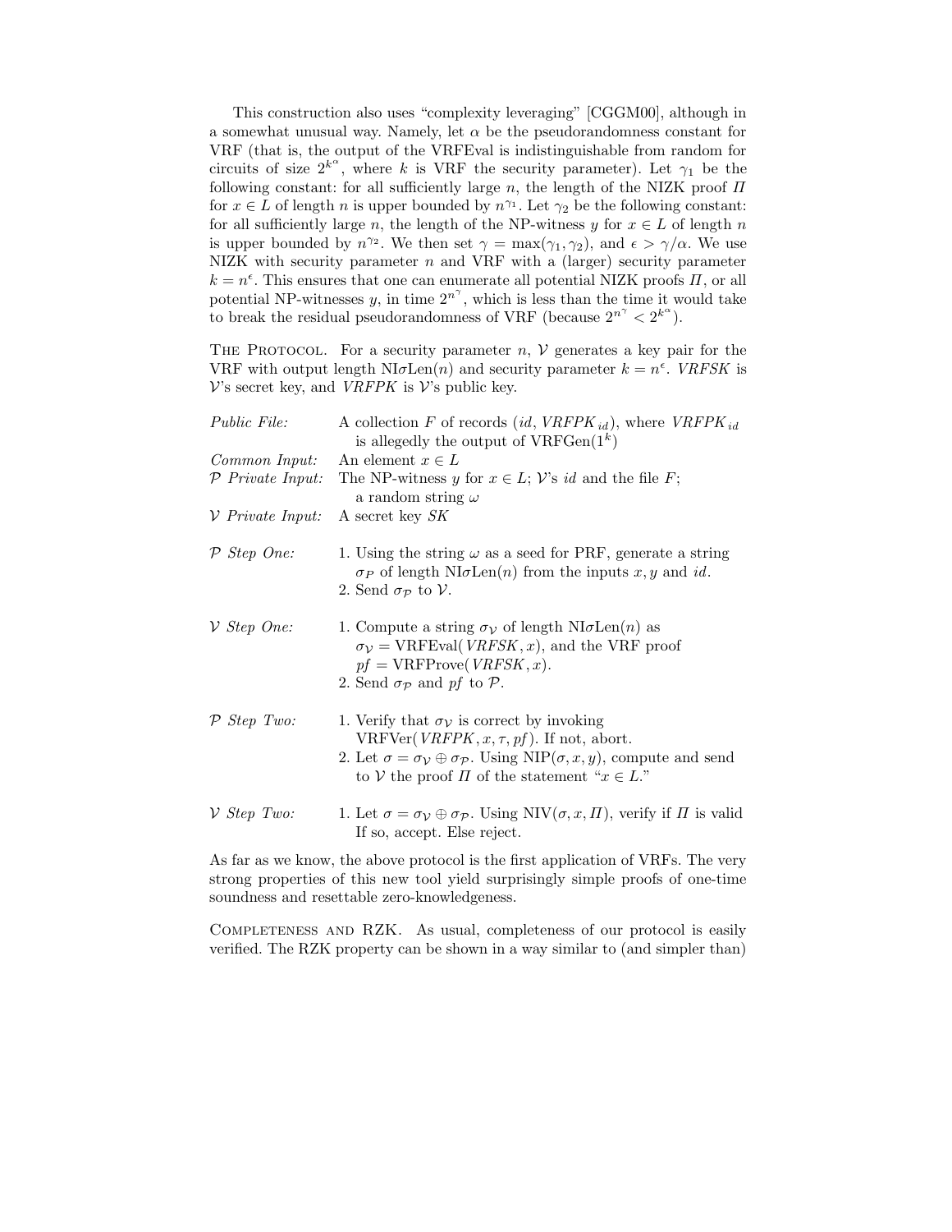This construction also uses "complexity leveraging" [CGGM00], although in a somewhat unusual way. Namely, let $\alpha$ be the pseudorandomness constant for VRF (that is, the output of the VRFEval is indistinguishable from random for circuits of size $2^{k^\alpha}$, where $k$ is VRF the security parameter). Let $\gamma_1$ be the following constant: for all sufficiently large $n$, the length of the NIZK proof $\Pi$ for $x \in L$ of length $n$ is upper bounded by $n^{\gamma_1}$. Let $\gamma_2$ be the following constant: for all sufficiently large $n$, the length of the NP-witness $y$ for $x \in L$ of length $n$ is upper bounded by $n^{\gamma_2}$. We then set $\gamma = \max(\gamma_1, \gamma_2)$, and $\epsilon > \gamma/\alpha$. We use NIZK with security parameter $n$ and VRF with a (larger) security parameter $k = n^\epsilon$. This ensures that one can enumerate all potential NIZK proofs $\Pi$, or all potential NP-witnesses $y$, in time $2^{n^\gamma}$, which is less than the time it would take to break the residual pseudorandomness of VRF (because $2^{n^\gamma} < 2^{k^\alpha}$).

The Protocol. For a security parameter $n$, $\mathcal{V}$ generates a key pair for the VRF with output length $\text{NI}\sigma\text{Len}(n)$ and security parameter $k = n^\epsilon$. *VRFSK* is $\mathcal{V}$'s secret key, and *VRFPK* is $\mathcal{V}$'s public key.

*Public File:* A collection $F$ of records $(id, \mathit{VRFPK}_{id})$, where $\mathit{VRFPK}_{id}$ is allegedly the output of $\text{VRFGen}(1^k)$

*Common Input:* An element $x \in L$

*$\mathcal{P}$ Private Input:* The NP-witness $y$ for $x \in L$; $\mathcal{V}$'s $id$ and the file $F$; a random string $\omega$

*$\mathcal{V}$ Private Input:* A secret key $SK$

*$\mathcal{P}$ Step One:*
1. Using the string $\omega$ as a seed for PRF, generate a string $\sigma_P$ of length $\text{NI}\sigma\text{Len}(n)$ from the inputs $x, y$ and $id$.
2. Send $\sigma_{\mathcal{P}}$ to $\mathcal{V}$.

*$\mathcal{V}$ Step One:*
1. Compute a string $\sigma_{\mathcal{V}}$ of length $\text{NI}\sigma\text{Len}(n)$ as $\sigma_{\mathcal{V}} = \text{VRFEval}(\mathit{VRFSK}, x)$, and the VRF proof $pf = \text{VRFProve}(\mathit{VRFSK}, x)$.
2. Send $\sigma_{\mathcal{P}}$ and $pf$ to $\mathcal{P}$.

*$\mathcal{P}$ Step Two:*
1. Verify that $\sigma_{\mathcal{V}}$ is correct by invoking $\text{VRFVer}(\mathit{VRFPK}, x, \tau, pf)$. If not, abort.
2. Let $\sigma = \sigma_{\mathcal{V}} \oplus \sigma_{\mathcal{P}}$. Using $\text{NIP}(\sigma, x, y)$, compute and send to $\mathcal{V}$ the proof $\Pi$ of the statement "$x \in L$."

*$\mathcal{V}$ Step Two:*
1. Let $\sigma = \sigma_{\mathcal{V}} \oplus \sigma_{\mathcal{P}}$. Using $\text{NIV}(\sigma, x, \Pi)$, verify if $\Pi$ is valid If so, accept. Else reject.

As far as we know, the above protocol is the first application of VRFs. The very strong properties of this new tool yield surprisingly simple proofs of one-time soundness and resettable zero-knowledgeness.

Completeness and RZK. As usual, completeness of our protocol is easily verified. The RZK property can be shown in a way similar to (and simpler than)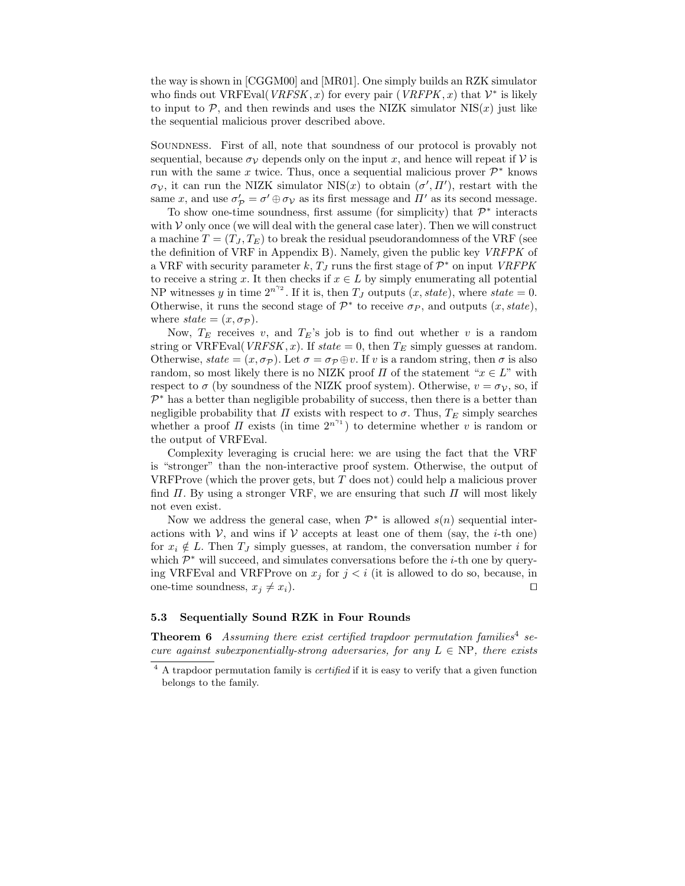the way is shown in [CGGM00] and [MR01]. One simply builds an RZK simulator who finds out VRFEval($VRFSK, x$) for every pair ($VRFPK, x$) that $\mathcal{V}^*$ is likely to input to $\mathcal{P}$, and then rewinds and uses the NIZK simulator NIS($x$) just like the sequential malicious prover described above.

Soundness. First of all, note that soundness of our protocol is provably not sequential, because $\sigma_{\mathcal{V}}$ depends only on the input $x$, and hence will repeat if $\mathcal{V}$ is run with the same $x$ twice. Thus, once a sequential malicious prover $\mathcal{P}^*$ knows $\sigma_{\mathcal{V}}$, it can run the NIZK simulator NIS($x$) to obtain $(\sigma', \Pi')$, restart with the same $x$, and use $\sigma'_{\mathcal{P}} = \sigma' \oplus \sigma_{\mathcal{V}}$ as its first message and $\Pi'$ as its second message.

To show one-time soundness, first assume (for simplicity) that $\mathcal{P}^*$ interacts with $\mathcal{V}$ only once (we will deal with the general case later). Then we will construct a machine $T = (T_J, T_E)$ to break the residual pseudorandomness of the VRF (see the definition of VRF in Appendix B). Namely, given the public key $VRFPK$ of a VRF with security parameter $k$, $T_J$ runs the first stage of $\mathcal{P}^*$ on input $VRFPK$ to receive a string $x$. It then checks if $x \in L$ by simply enumerating all potential NP witnesses $y$ in time $2^{n^{\gamma_2}}$. If it is, then $T_J$ outputs $(x, state)$, where $state = 0$. Otherwise, it runs the second stage of $\mathcal{P}^*$ to receive $\sigma_P$, and outputs $(x, state)$, where $state = (x, \sigma_{\mathcal{P}})$.

Now, $T_E$ receives $v$, and $T_E$'s job is to find out whether $v$ is a random string or VRFEval($VRFSK, x$). If $state = 0$, then $T_E$ simply guesses at random. Otherwise, $state = (x, \sigma_{\mathcal{P}})$. Let $\sigma = \sigma_{\mathcal{P}} \oplus v$. If $v$ is a random string, then $\sigma$ is also random, so most likely there is no NIZK proof $\Pi$ of the statement "$x \in L$" with respect to $\sigma$ (by soundness of the NIZK proof system). Otherwise, $v = \sigma_{\mathcal{V}}$, so, if $\mathcal{P}^*$ has a better than negligible probability of success, then there is a better than negligible probability that $\Pi$ exists with respect to $\sigma$. Thus, $T_E$ simply searches whether a proof $\Pi$ exists (in time $2^{n^{\gamma_1}}$) to determine whether $v$ is random or the output of VRFEval.

Complexity leveraging is crucial here: we are using the fact that the VRF is "stronger" than the non-interactive proof system. Otherwise, the output of VRFProve (which the prover gets, but $T$ does not) could help a malicious prover find $\Pi$. By using a stronger VRF, we are ensuring that such $\Pi$ will most likely not even exist.

Now we address the general case, when $\mathcal{P}^*$ is allowed $s(n)$ sequential interactions with $\mathcal{V}$, and wins if $\mathcal{V}$ accepts at least one of them (say, the $i$-th one) for $x_i \notin L$. Then $T_J$ simply guesses, at random, the conversation number $i$ for which $\mathcal{P}^*$ will succeed, and simulates conversations before the $i$-th one by querying VRFEval and VRFProve on $x_j$ for $j < i$ (it is allowed to do so, because, in one-time soundness, $x_j \neq x_i$). □

### 5.3 Sequentially Sound RZK in Four Rounds

**Theorem 6** *Assuming there exist certified trapdoor permutation families*[4] *secure against subexponentially-strong adversaries, for any $L \in$ NP, there exists*

[4] A trapdoor permutation family is *certified* if it is easy to verify that a given function belongs to the family.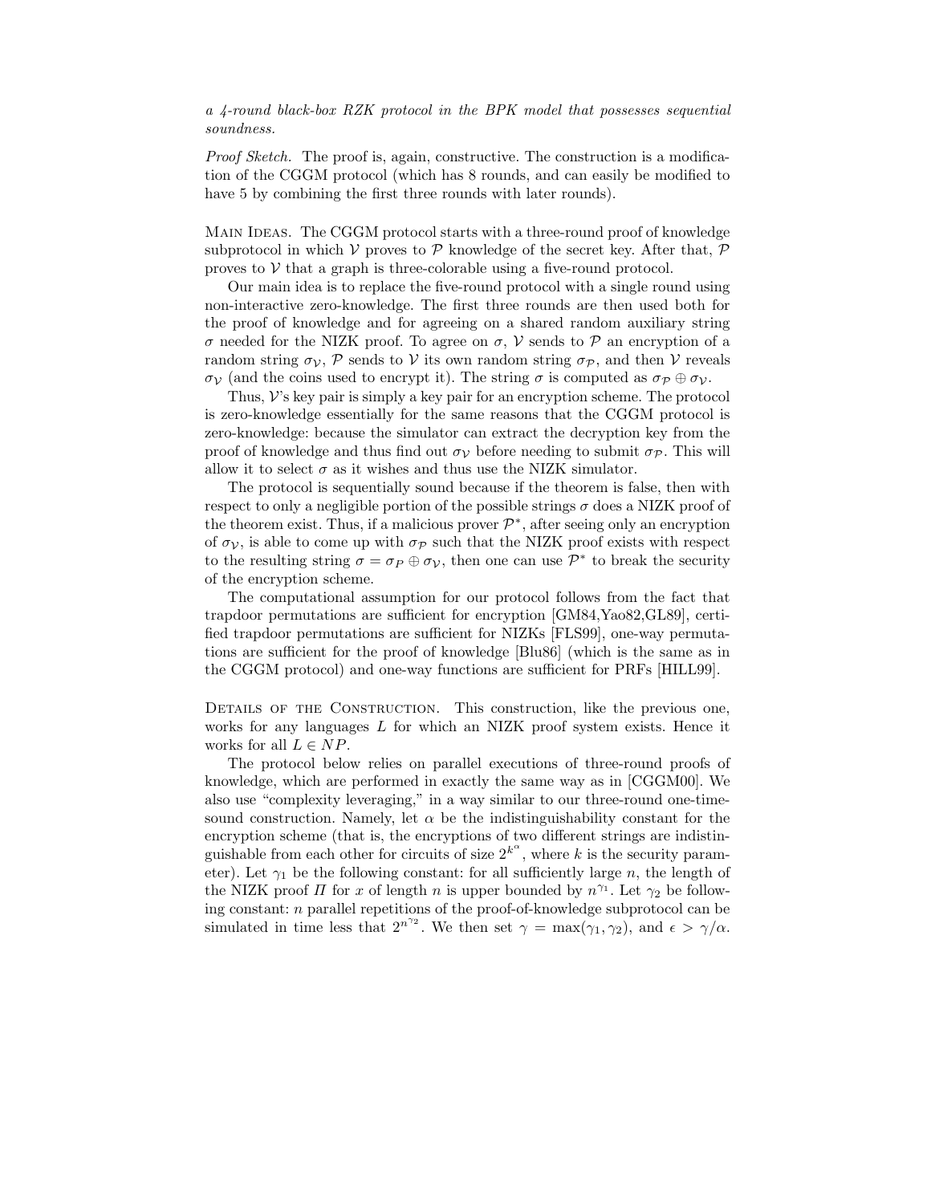*a 4-round black-box RZK protocol in the BPK model that possesses sequential soundness.*

*Proof Sketch.* The proof is, again, constructive. The construction is a modification of the CGGM protocol (which has 8 rounds, and can easily be modified to have 5 by combining the first three rounds with later rounds).

Main Ideas. The CGGM protocol starts with a three-round proof of knowledge subprotocol in which $\mathcal{V}$ proves to $\mathcal{P}$ knowledge of the secret key. After that, $\mathcal{P}$ proves to $\mathcal{V}$ that a graph is three-colorable using a five-round protocol.

Our main idea is to replace the five-round protocol with a single round using non-interactive zero-knowledge. The first three rounds are then used both for the proof of knowledge and for agreeing on a shared random auxiliary string $\sigma$ needed for the NIZK proof. To agree on $\sigma$, $\mathcal{V}$ sends to $\mathcal{P}$ an encryption of a random string $\sigma_{\mathcal{V}}$, $\mathcal{P}$ sends to $\mathcal{V}$ its own random string $\sigma_{\mathcal{P}}$, and then $\mathcal{V}$ reveals $\sigma_{\mathcal{V}}$ (and the coins used to encrypt it). The string $\sigma$ is computed as $\sigma_{\mathcal{P}} \oplus \sigma_{\mathcal{V}}$.

Thus, $\mathcal{V}$'s key pair is simply a key pair for an encryption scheme. The protocol is zero-knowledge essentially for the same reasons that the CGGM protocol is zero-knowledge: because the simulator can extract the decryption key from the proof of knowledge and thus find out $\sigma_{\mathcal{V}}$ before needing to submit $\sigma_{\mathcal{P}}$. This will allow it to select $\sigma$ as it wishes and thus use the NIZK simulator.

The protocol is sequentially sound because if the theorem is false, then with respect to only a negligible portion of the possible strings $\sigma$ does a NIZK proof of the theorem exist. Thus, if a malicious prover $\mathcal{P}^*$, after seeing only an encryption of $\sigma_{\mathcal{V}}$, is able to come up with $\sigma_{\mathcal{P}}$ such that the NIZK proof exists with respect to the resulting string $\sigma = \sigma_P \oplus \sigma_{\mathcal{V}}$, then one can use $\mathcal{P}^*$ to break the security of the encryption scheme.

The computational assumption for our protocol follows from the fact that trapdoor permutations are sufficient for encryption [GM84,Yao82,GL89], certified trapdoor permutations are sufficient for NIZKs [FLS99], one-way permutations are sufficient for the proof of knowledge [Blu86] (which is the same as in the CGGM protocol) and one-way functions are sufficient for PRFs [HILL99].

Details of the Construction. This construction, like the previous one, works for any languages $L$ for which an NIZK proof system exists. Hence it works for all $L \in NP$.

The protocol below relies on parallel executions of three-round proofs of knowledge, which are performed in exactly the same way as in [CGGM00]. We also use "complexity leveraging," in a way similar to our three-round one-time-sound construction. Namely, let $\alpha$ be the indistinguishability constant for the encryption scheme (that is, the encryptions of two different strings are indistinguishable from each other for circuits of size $2^{k^\alpha}$, where $k$ is the security parameter). Let $\gamma_1$ be the following constant: for all sufficiently large $n$, the length of the NIZK proof $\Pi$ for $x$ of length $n$ is upper bounded by $n^{\gamma_1}$. Let $\gamma_2$ be following constant: $n$ parallel repetitions of the proof-of-knowledge subprotocol can be simulated in time less that $2^{n^{\gamma_2}}$. We then set $\gamma = \max(\gamma_1, \gamma_2)$, and $\epsilon > \gamma/\alpha$.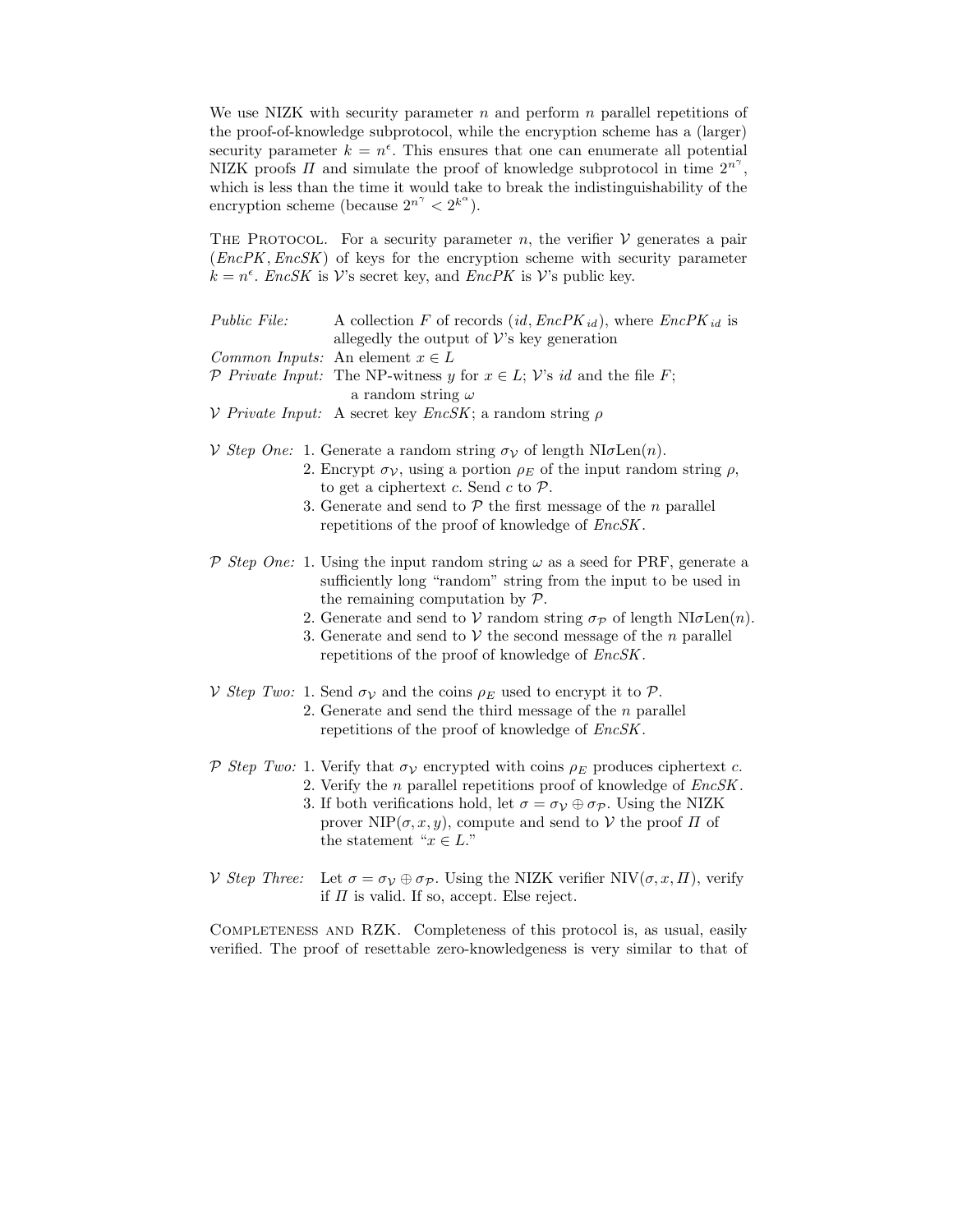We use NIZK with security parameter $n$ and perform $n$ parallel repetitions of the proof-of-knowledge subprotocol, while the encryption scheme has a (larger) security parameter $k = n^{\epsilon}$. This ensures that one can enumerate all potential NIZK proofs $\Pi$ and simulate the proof of knowledge subprotocol in time $2^{n^{\gamma}}$, which is less than the time it would take to break the indistinguishability of the encryption scheme (because $2^{n^{\gamma}} < 2^{k^{\alpha}}$).

The Protocol. For a security parameter $n$, the verifier $\mathcal{V}$ generates a pair $(EncPK, EncSK)$ of keys for the encryption scheme with security parameter $k = n^{\epsilon}$. $EncSK$ is $\mathcal{V}$'s secret key, and $EncPK$ is $\mathcal{V}$'s public key.

*Public File:* A collection $F$ of records $(id, EncPK_{id})$, where $EncPK_{id}$ is allegedly the output of $\mathcal{V}$'s key generation

*Common Inputs:* An element $x \in L$

*$\mathcal{P}$ Private Input:* The NP-witness $y$ for $x \in L$; $\mathcal{V}$'s $id$ and the file $F$; a random string $\omega$

*$\mathcal{V}$ Private Input:* A secret key $EncSK$; a random string $\rho$

*$\mathcal{V}$ Step One:*
1. Generate a random string $\sigma_{\mathcal{V}}$ of length NI$\sigma$Len$(n)$.
2. Encrypt $\sigma_{\mathcal{V}}$, using a portion $\rho_E$ of the input random string $\rho$, to get a ciphertext $c$. Send $c$ to $\mathcal{P}$.
3. Generate and send to $\mathcal{P}$ the first message of the $n$ parallel repetitions of the proof of knowledge of $EncSK$.

*$\mathcal{P}$ Step One:*
1. Using the input random string $\omega$ as a seed for PRF, generate a sufficiently long "random" string from the input to be used in the remaining computation by $\mathcal{P}$.
2. Generate and send to $\mathcal{V}$ random string $\sigma_{\mathcal{P}}$ of length NI$\sigma$Len$(n)$.
3. Generate and send to $\mathcal{V}$ the second message of the $n$ parallel repetitions of the proof of knowledge of $EncSK$.

*$\mathcal{V}$ Step Two:*
1. Send $\sigma_{\mathcal{V}}$ and the coins $\rho_E$ used to encrypt it to $\mathcal{P}$.
2. Generate and send the third message of the $n$ parallel repetitions of the proof of knowledge of $EncSK$.

*$\mathcal{P}$ Step Two:*
1. Verify that $\sigma_{\mathcal{V}}$ encrypted with coins $\rho_E$ produces ciphertext $c$.
2. Verify the $n$ parallel repetitions proof of knowledge of $EncSK$.
3. If both verifications hold, let $\sigma = \sigma_{\mathcal{V}} \oplus \sigma_{\mathcal{P}}$. Using the NIZK prover NIP$(\sigma, x, y)$, compute and send to $\mathcal{V}$ the proof $\Pi$ of the statement "$x \in L$."

*$\mathcal{V}$ Step Three:* Let $\sigma = \sigma_{\mathcal{V}} \oplus \sigma_{\mathcal{P}}$. Using the NIZK verifier NIV$(\sigma, x, \Pi)$, verify if $\Pi$ is valid. If so, accept. Else reject.

Completeness and RZK. Completeness of this protocol is, as usual, easily verified. The proof of resettable zero-knowledgeness is very similar to that of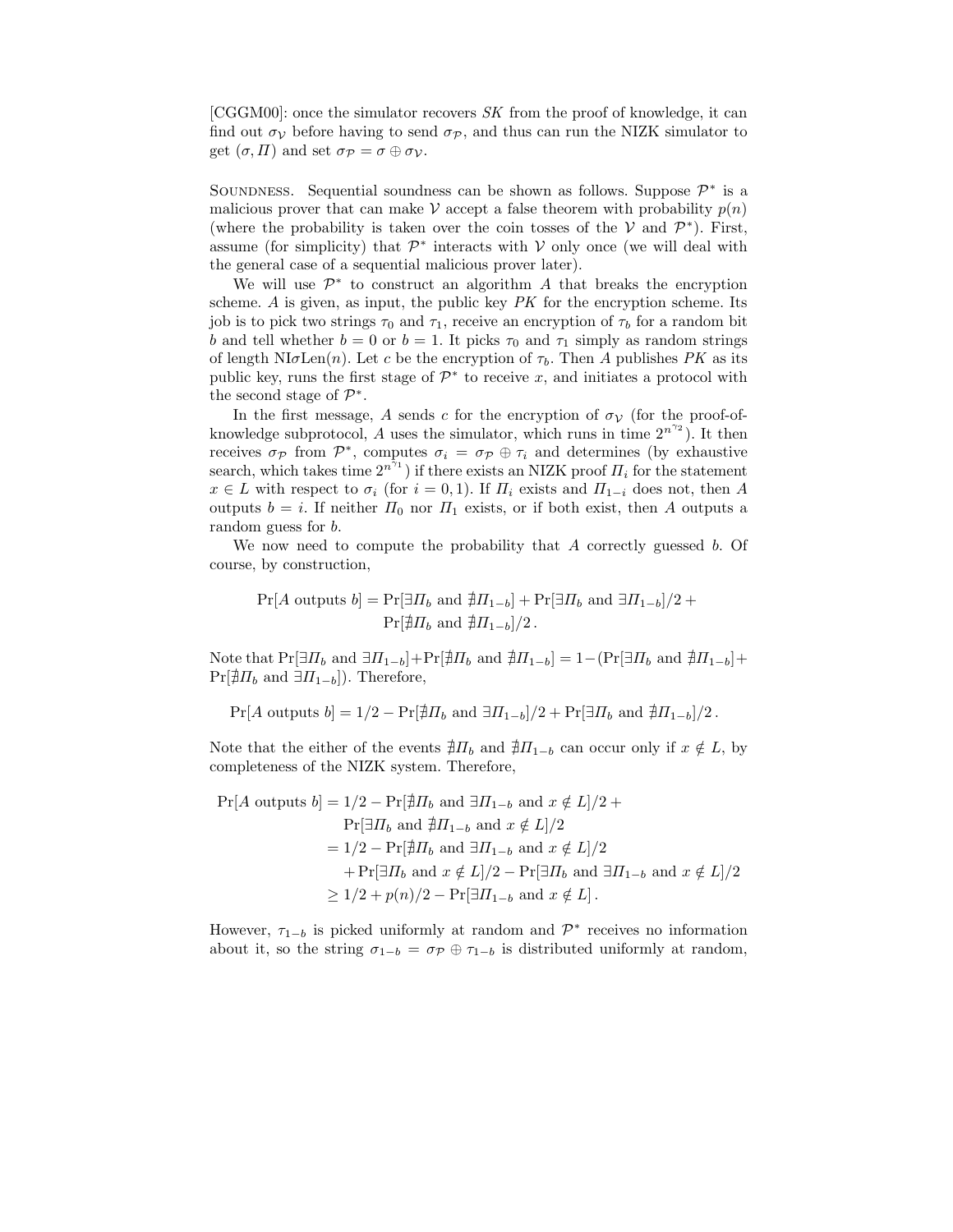[CGGM00]: once the simulator recovers $SK$ from the proof of knowledge, it can find out $\sigma_{\mathcal{V}}$ before having to send $\sigma_{\mathcal{P}}$, and thus can run the NIZK simulator to get $(\sigma, \Pi)$ and set $\sigma_{\mathcal{P}} = \sigma \oplus \sigma_{\mathcal{V}}$.

Soundness. Sequential soundness can be shown as follows. Suppose $\mathcal{P}^*$ is a malicious prover that can make $\mathcal{V}$ accept a false theorem with probability $p(n)$ (where the probability is taken over the coin tosses of the $\mathcal{V}$ and $\mathcal{P}^*$). First, assume (for simplicity) that $\mathcal{P}^*$ interacts with $\mathcal{V}$ only once (we will deal with the general case of a sequential malicious prover later).

We will use $\mathcal{P}^*$ to construct an algorithm $A$ that breaks the encryption scheme. $A$ is given, as input, the public key $PK$ for the encryption scheme. Its job is to pick two strings $\tau_0$ and $\tau_1$, receive an encryption of $\tau_b$ for a random bit $b$ and tell whether $b = 0$ or $b = 1$. It picks $\tau_0$ and $\tau_1$ simply as random strings of length $\mathrm{NI}\sigma\mathrm{Len}(n)$. Let $c$ be the encryption of $\tau_b$. Then $A$ publishes $PK$ as its public key, runs the first stage of $\mathcal{P}^*$ to receive $x$, and initiates a protocol with the second stage of $\mathcal{P}^*$.

In the first message, $A$ sends $c$ for the encryption of $\sigma_{\mathcal{V}}$ (for the proof-of-knowledge subprotocol, $A$ uses the simulator, which runs in time $2^{n^{\gamma_2}}$). It then receives $\sigma_{\mathcal{P}}$ from $\mathcal{P}^*$, computes $\sigma_i = \sigma_{\mathcal{P}} \oplus \tau_i$ and determines (by exhaustive search, which takes time $2^{n^{\gamma_1}}$) if there exists an NIZK proof $\Pi_i$ for the statement $x \in L$ with respect to $\sigma_i$ (for $i = 0, 1$). If $\Pi_i$ exists and $\Pi_{1-i}$ does not, then $A$ outputs $b = i$. If neither $\Pi_0$ nor $\Pi_1$ exists, or if both exist, then $A$ outputs a random guess for $b$.

We now need to compute the probability that $A$ correctly guessed $b$. Of course, by construction,

$$\begin{aligned}\Pr[A \text{ outputs } b] = \Pr[\exists \Pi_b \text{ and } \nexists \Pi_{1-b}] + \Pr[\exists \Pi_b \text{ and } \exists \Pi_{1-b}]/2 +\\ \Pr[\nexists \Pi_b \text{ and } \nexists \Pi_{1-b}]/2\,.\end{aligned}$$

Note that $\Pr[\exists \Pi_b \text{ and } \exists \Pi_{1-b}] + \Pr[\nexists \Pi_b \text{ and } \nexists \Pi_{1-b}] = 1 - (\Pr[\exists \Pi_b \text{ and } \nexists \Pi_{1-b}] + \Pr[\nexists \Pi_b \text{ and } \exists \Pi_{1-b}])$. Therefore,

$$\Pr[A \text{ outputs } b] = 1/2 - \Pr[\nexists \Pi_b \text{ and } \exists \Pi_{1-b}]/2 + \Pr[\exists \Pi_b \text{ and } \nexists \Pi_{1-b}]/2\,.$$

Note that the either of the events $\nexists \Pi_b$ and $\nexists \Pi_{1-b}$ can occur only if $x \notin L$, by completeness of the NIZK system. Therefore,

$$\begin{aligned}\Pr[A \text{ outputs } b] &= 1/2 - \Pr[\nexists \Pi_b \text{ and } \exists \Pi_{1-b} \text{ and } x \notin L]/2 +\\ &\quad \Pr[\exists \Pi_b \text{ and } \nexists \Pi_{1-b} \text{ and } x \notin L]/2\\ &= 1/2 - \Pr[\nexists \Pi_b \text{ and } \exists \Pi_{1-b} \text{ and } x \notin L]/2\\ &\quad + \Pr[\exists \Pi_b \text{ and } x \notin L]/2 - \Pr[\exists \Pi_b \text{ and } \exists \Pi_{1-b} \text{ and } x \notin L]/2\\ &\geq 1/2 + p(n)/2 - \Pr[\exists \Pi_{1-b} \text{ and } x \notin L]\,.\end{aligned}$$

However, $\tau_{1-b}$ is picked uniformly at random and $\mathcal{P}^*$ receives no information about it, so the string $\sigma_{1-b} = \sigma_{\mathcal{P}} \oplus \tau_{1-b}$ is distributed uniformly at random,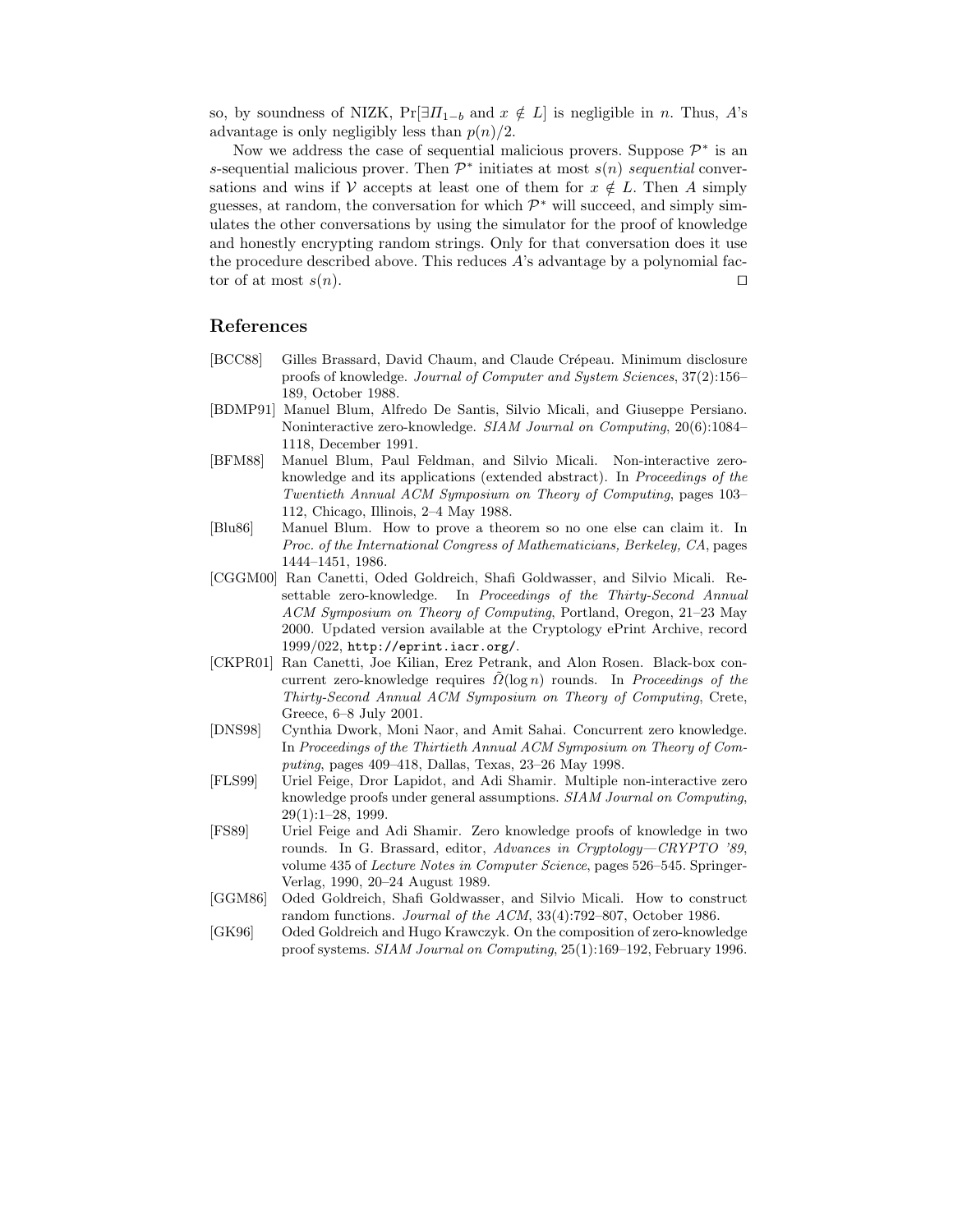so, by soundness of NIZK, $\Pr[\exists \Pi_{1-b} \text{ and } x \notin L]$ is negligible in $n$. Thus, $A$'s advantage is only negligibly less than $p(n)/2$.

Now we address the case of sequential malicious provers. Suppose $\mathcal{P}^*$ is an $s$-sequential malicious prover. Then $\mathcal{P}^*$ initiates at most $s(n)$ *sequential* conversations and wins if $\mathcal{V}$ accepts at least one of them for $x \notin L$. Then $A$ simply guesses, at random, the conversation for which $\mathcal{P}^*$ will succeed, and simply simulates the other conversations by using the simulator for the proof of knowledge and honestly encrypting random strings. Only for that conversation does it use the procedure described above. This reduces $A$'s advantage by a polynomial factor of at most $s(n)$. □

## References

[BCC88] Gilles Brassard, David Chaum, and Claude Crépeau. Minimum disclosure proofs of knowledge. *Journal of Computer and System Sciences*, 37(2):156–189, October 1988.

[BDMP91] Manuel Blum, Alfredo De Santis, Silvio Micali, and Giuseppe Persiano. Noninteractive zero-knowledge. *SIAM Journal on Computing*, 20(6):1084–1118, December 1991.

[BFM88] Manuel Blum, Paul Feldman, and Silvio Micali. Non-interactive zero-knowledge and its applications (extended abstract). In *Proceedings of the Twentieth Annual ACM Symposium on Theory of Computing*, pages 103–112, Chicago, Illinois, 2–4 May 1988.

[Blu86] Manuel Blum. How to prove a theorem so no one else can claim it. In *Proc. of the International Congress of Mathematicians, Berkeley, CA*, pages 1444–1451, 1986.

[CGGM00] Ran Canetti, Oded Goldreich, Shafi Goldwasser, and Silvio Micali. Resettable zero-knowledge. In *Proceedings of the Thirty-Second Annual ACM Symposium on Theory of Computing*, Portland, Oregon, 21–23 May 2000. Updated version available at the Cryptology ePrint Archive, record 1999/022, `http://eprint.iacr.org/`.

[CKPR01] Ran Canetti, Joe Kilian, Erez Petrank, and Alon Rosen. Black-box concurrent zero-knowledge requires $\tilde{\Omega}(\log n)$ rounds. In *Proceedings of the Thirty-Second Annual ACM Symposium on Theory of Computing*, Crete, Greece, 6–8 July 2001.

[DNS98] Cynthia Dwork, Moni Naor, and Amit Sahai. Concurrent zero knowledge. In *Proceedings of the Thirtieth Annual ACM Symposium on Theory of Computing*, pages 409–418, Dallas, Texas, 23–26 May 1998.

[FLS99] Uriel Feige, Dror Lapidot, and Adi Shamir. Multiple non-interactive zero knowledge proofs under general assumptions. *SIAM Journal on Computing*, 29(1):1–28, 1999.

[FS89] Uriel Feige and Adi Shamir. Zero knowledge proofs of knowledge in two rounds. In G. Brassard, editor, *Advances in Cryptology—CRYPTO '89*, volume 435 of *Lecture Notes in Computer Science*, pages 526–545. Springer-Verlag, 1990, 20–24 August 1989.

[GGM86] Oded Goldreich, Shafi Goldwasser, and Silvio Micali. How to construct random functions. *Journal of the ACM*, 33(4):792–807, October 1986.

[GK96] Oded Goldreich and Hugo Krawczyk. On the composition of zero-knowledge proof systems. *SIAM Journal on Computing*, 25(1):169–192, February 1996.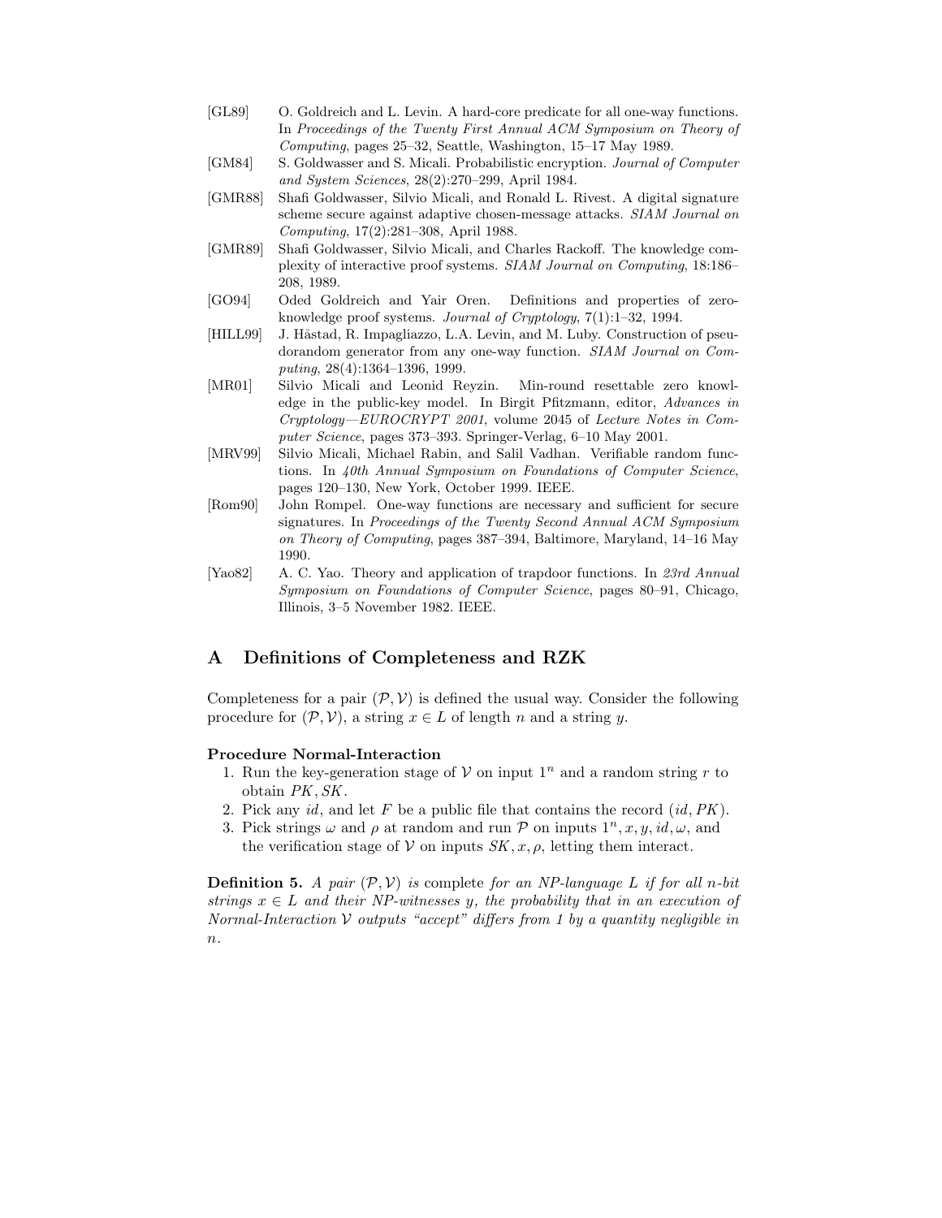[GL89] O. Goldreich and L. Levin. A hard-core predicate for all one-way functions. In *Proceedings of the Twenty First Annual ACM Symposium on Theory of Computing*, pages 25–32, Seattle, Washington, 15–17 May 1989.

[GM84] S. Goldwasser and S. Micali. Probabilistic encryption. *Journal of Computer and System Sciences*, 28(2):270–299, April 1984.

[GMR88] Shafi Goldwasser, Silvio Micali, and Ronald L. Rivest. A digital signature scheme secure against adaptive chosen-message attacks. *SIAM Journal on Computing*, 17(2):281–308, April 1988.

[GMR89] Shafi Goldwasser, Silvio Micali, and Charles Rackoff. The knowledge complexity of interactive proof systems. *SIAM Journal on Computing*, 18:186–208, 1989.

[GO94] Oded Goldreich and Yair Oren. Definitions and properties of zero-knowledge proof systems. *Journal of Cryptology*, 7(1):1–32, 1994.

[HILL99] J. Håstad, R. Impagliazzo, L.A. Levin, and M. Luby. Construction of pseudorandom generator from any one-way function. *SIAM Journal on Computing*, 28(4):1364–1396, 1999.

[MR01] Silvio Micali and Leonid Reyzin. Min-round resettable zero knowledge in the public-key model. In Birgit Pfitzmann, editor, *Advances in Cryptology—EUROCRYPT 2001*, volume 2045 of *Lecture Notes in Computer Science*, pages 373–393. Springer-Verlag, 6–10 May 2001.

[MRV99] Silvio Micali, Michael Rabin, and Salil Vadhan. Verifiable random functions. In *40th Annual Symposium on Foundations of Computer Science*, pages 120–130, New York, October 1999. IEEE.

[Rom90] John Rompel. One-way functions are necessary and sufficient for secure signatures. In *Proceedings of the Twenty Second Annual ACM Symposium on Theory of Computing*, pages 387–394, Baltimore, Maryland, 14–16 May 1990.

[Yao82] A. C. Yao. Theory and application of trapdoor functions. In *23rd Annual Symposium on Foundations of Computer Science*, pages 80–91, Chicago, Illinois, 3–5 November 1982. IEEE.

# A Definitions of Completeness and RZK

Completeness for a pair $(\mathcal{P}, \mathcal{V})$ is defined the usual way. Consider the following procedure for $(\mathcal{P}, \mathcal{V})$, a string $x \in L$ of length $n$ and a string $y$.

**Procedure Normal-Interaction**

1. Run the key-generation stage of $\mathcal{V}$ on input $1^n$ and a random string $r$ to obtain $PK, SK$.
2. Pick any $id$, and let $F$ be a public file that contains the record $(id, PK)$.
3. Pick strings $\omega$ and $\rho$ at random and run $\mathcal{P}$ on inputs $1^n, x, y, id, \omega$, and the verification stage of $\mathcal{V}$ on inputs $SK, x, \rho$, letting them interact.

**Definition 5.** *A pair* $(\mathcal{P}, \mathcal{V})$ *is* complete *for an NP-language* $L$ *if for all* $n$*-bit strings* $x \in L$ *and their NP-witnesses* $y$*, the probability that in an execution of Normal-Interaction* $\mathcal{V}$ *outputs "accept" differs from 1 by a quantity negligible in* $n$*.*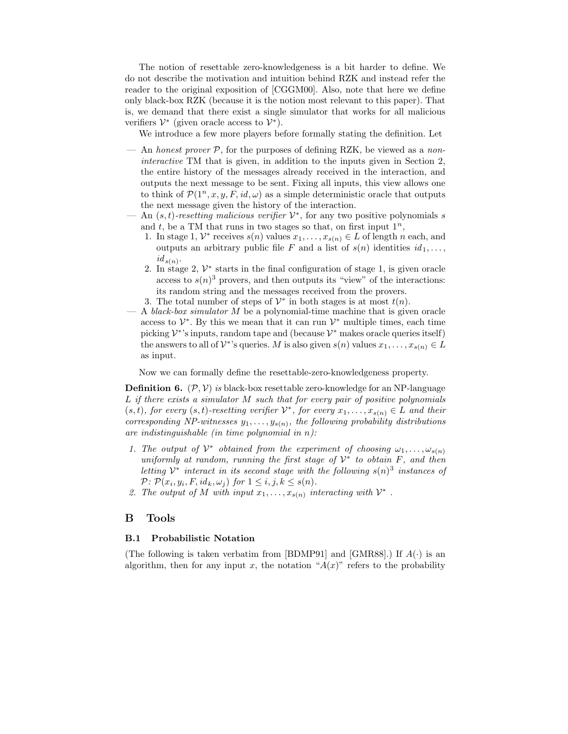The notion of resettable zero-knowledgeness is a bit harder to define. We do not describe the motivation and intuition behind RZK and instead refer the reader to the original exposition of [CGGM00]. Also, note that here we define only black-box RZK (because it is the notion most relevant to this paper). That is, we demand that there exist a single simulator that works for all malicious verifiers $\mathcal{V}^*$ (given oracle access to $\mathcal{V}^*$).

We introduce a few more players before formally stating the definition. Let

— An *honest prover* $\mathcal{P}$, for the purposes of defining RZK, be viewed as a *non-interactive* TM that is given, in addition to the inputs given in Section 2, the entire history of the messages already received in the interaction, and outputs the next message to be sent. Fixing all inputs, this view allows one to think of $\mathcal{P}(1^n, x, y, F, id, \omega)$ as a simple deterministic oracle that outputs the next message given the history of the interaction.

— An $(s,t)$*-resetting malicious verifier* $\mathcal{V}^*$, for any two positive polynomials $s$ and $t$, be a TM that runs in two stages so that, on first input $1^n$,

1. In stage 1, $\mathcal{V}^*$ receives $s(n)$ values $x_1, \ldots, x_{s(n)} \in L$ of length $n$ each, and outputs an arbitrary public file $F$ and a list of $s(n)$ identities $id_1, \ldots, id_{s(n)}$.
2. In stage 2, $\mathcal{V}^*$ starts in the final configuration of stage 1, is given oracle access to $s(n)^3$ provers, and then outputs its "view" of the interactions: its random string and the messages received from the provers.
3. The total number of steps of $\mathcal{V}^*$ in both stages is at most $t(n)$.

— A *black-box simulator* $M$ be a polynomial-time machine that is given oracle access to $\mathcal{V}^*$. By this we mean that it can run $\mathcal{V}^*$ multiple times, each time picking $\mathcal{V}^*$'s inputs, random tape and (because $\mathcal{V}^*$ makes oracle queries itself) the answers to all of $\mathcal{V}^*$'s queries. $M$ is also given $s(n)$ values $x_1, \ldots, x_{s(n)} \in L$ as input.

Now we can formally define the resettable-zero-knowledgeness property.

**Definition 6.** $(\mathcal{P}, \mathcal{V})$ *is* black-box resettable zero-knowledge *for an NP-language* $L$ *if there exists a simulator* $M$ *such that for every pair of positive polynomials* $(s,t)$*, for every* $(s,t)$*-resetting verifier* $\mathcal{V}^*$*, for every* $x_1, \ldots, x_{s(n)} \in L$ *and their corresponding NP-witnesses* $y_1, \ldots, y_{s(n)}$*, the following probability distributions are indistinguishable (in time polynomial in* $n$*):*

1. *The output of* $\mathcal{V}^*$ *obtained from the experiment of choosing* $\omega_1, \ldots, \omega_{s(n)}$ *uniformly at random, running the first stage of* $\mathcal{V}^*$ *to obtain* $F$*, and then letting* $\mathcal{V}^*$ *interact in its second stage with the following* $s(n)^3$ *instances of* $\mathcal{P}$*:* $\mathcal{P}(x_i, y_i, F, id_k, \omega_j)$ *for* $1 \leq i, j, k \leq s(n)$*.*
2. *The output of* $M$ *with input* $x_1, \ldots, x_{s(n)}$ *interacting with* $\mathcal{V}^*$ *.*

## B Tools

### B.1 Probabilistic Notation

(The following is taken verbatim from [BDMP91] and [GMR88].) If $A(\cdot)$ is an algorithm, then for any input $x$, the notation "$A(x)$" refers to the probability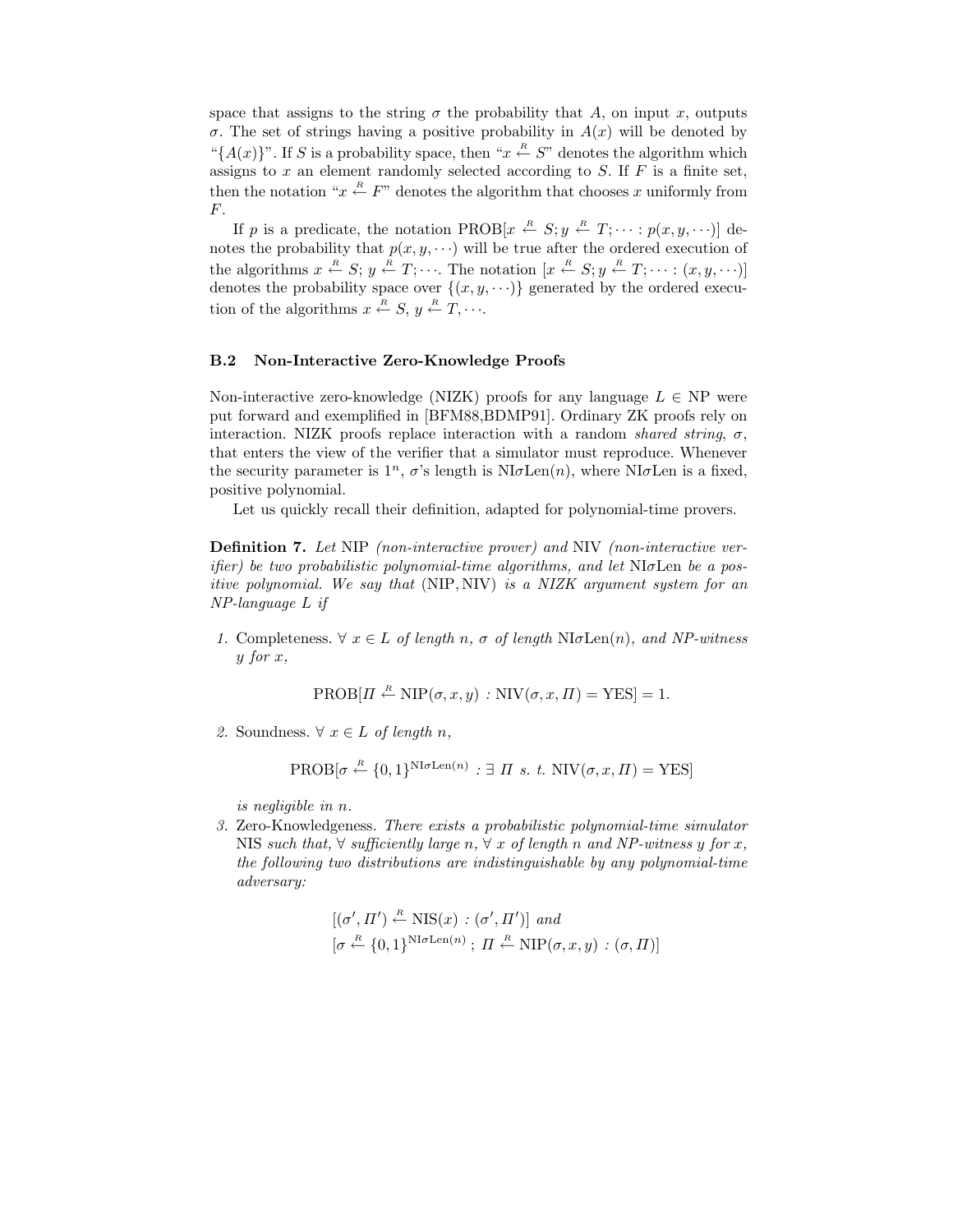space that assigns to the string $\sigma$ the probability that $A$, on input $x$, outputs $\sigma$. The set of strings having a positive probability in $A(x)$ will be denoted by "$\{A(x)\}$". If $S$ is a probability space, then "$x \stackrel{R}{\leftarrow} S$" denotes the algorithm which assigns to $x$ an element randomly selected according to $S$. If $F$ is a finite set, then the notation "$x \stackrel{R}{\leftarrow} F$" denotes the algorithm that chooses $x$ uniformly from $F$.

If $p$ is a predicate, the notation $\text{PROB}[x \stackrel{R}{\leftarrow} S; y \stackrel{R}{\leftarrow} T; \cdots : p(x, y, \cdots)]$ denotes the probability that $p(x, y, \cdots)$ will be true after the ordered execution of the algorithms $x \stackrel{R}{\leftarrow} S$; $y \stackrel{R}{\leftarrow} T; \cdots$. The notation $[x \stackrel{R}{\leftarrow} S; y \stackrel{R}{\leftarrow} T; \cdots : (x, y, \cdots)]$ denotes the probability space over $\{(x, y, \cdots)\}$ generated by the ordered execution of the algorithms $x \stackrel{R}{\leftarrow} S$, $y \stackrel{R}{\leftarrow} T, \cdots$.

### B.2 Non-Interactive Zero-Knowledge Proofs

Non-interactive zero-knowledge (NIZK) proofs for any language $L \in \text{NP}$ were put forward and exemplified in [BFM88,BDMP91]. Ordinary ZK proofs rely on interaction. NIZK proofs replace interaction with a random *shared string*, $\sigma$, that enters the view of the verifier that a simulator must reproduce. Whenever the security parameter is $1^n$, $\sigma$'s length is $\text{NI}\sigma\text{Len}(n)$, where $\text{NI}\sigma\text{Len}$ is a fixed, positive polynomial.

Let us quickly recall their definition, adapted for polynomial-time provers.

**Definition 7.** *Let* NIP *(non-interactive prover) and* NIV *(non-interactive verifier) be two probabilistic polynomial-time algorithms, and let* $\text{NI}\sigma\text{Len}$ *be a positive polynomial. We say that* (NIP, NIV) *is a NIZK argument system for an NP-language $L$ if*

1. Completeness. $\forall$ $x \in L$ *of length* $n$, $\sigma$ *of length* $\text{NI}\sigma\text{Len}(n)$*, and NP-witness* $y$ *for* $x$,

$$\text{PROB}[\Pi \stackrel{R}{\leftarrow} \text{NIP}(\sigma, x, y) : \text{NIV}(\sigma, x, \Pi) = \text{YES}] = 1.$$

2. Soundness. $\forall$ $x \in L$ *of length* $n$,

$$\text{PROB}[\sigma \stackrel{R}{\leftarrow} \{0,1\}^{\text{NI}\sigma\text{Len}(n)} : \exists \ \Pi \ \text{s. t. } \text{NIV}(\sigma, x, \Pi) = \text{YES}]$$

*is negligible in* $n$.

3. Zero-Knowledgeness. *There exists a probabilistic polynomial-time simulator* NIS *such that,* $\forall$ *sufficiently large* $n$, $\forall$ $x$ *of length* $n$ *and NP-witness* $y$ *for* $x$*, the following two distributions are indistinguishable by any polynomial-time adversary:*

$$[(\sigma', \Pi') \stackrel{R}{\leftarrow} \text{NIS}(x) : (\sigma', \Pi')] \ \text{and}$$
$$[\sigma \stackrel{R}{\leftarrow} \{0,1\}^{\text{NI}\sigma\text{Len}(n)} ; \ \Pi \stackrel{R}{\leftarrow} \text{NIP}(\sigma, x, y) : (\sigma, \Pi)]$$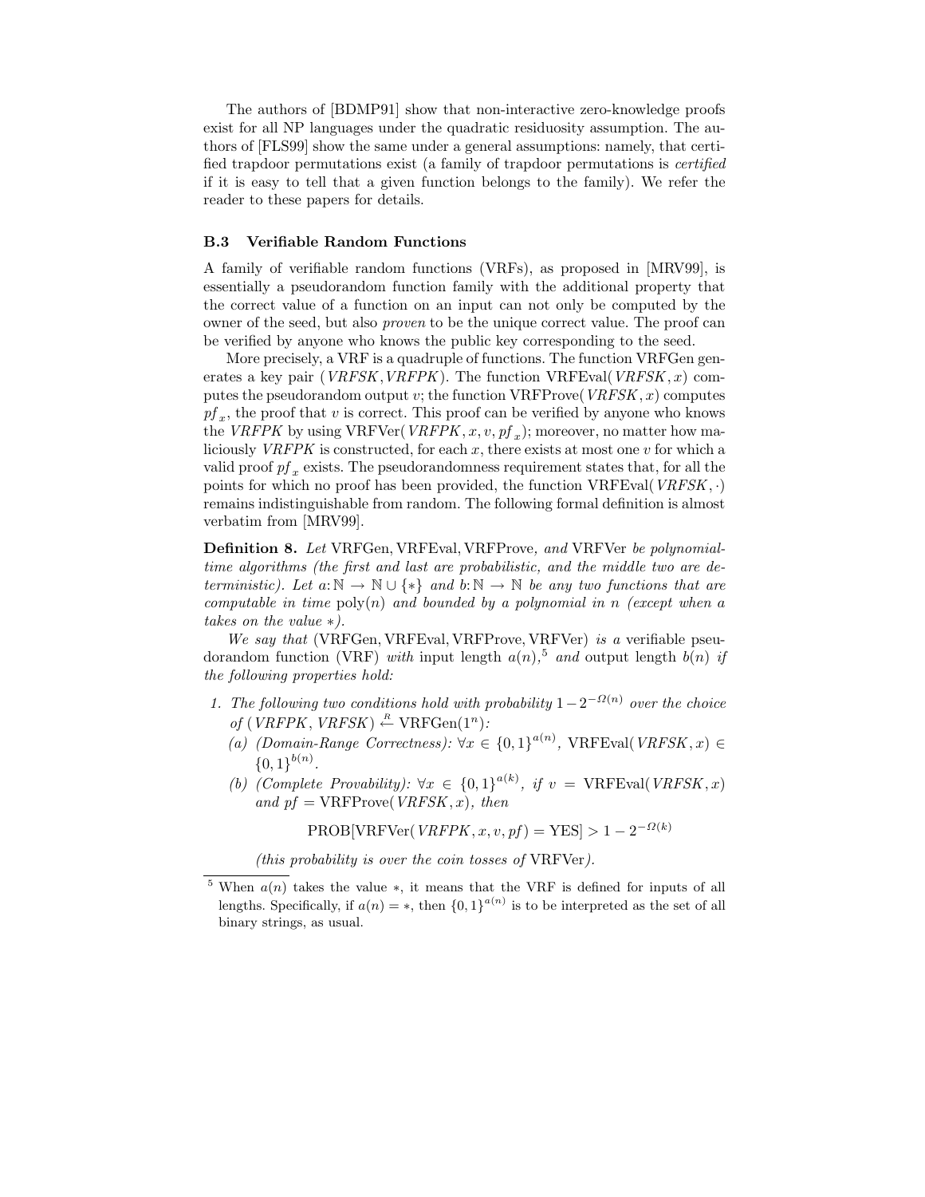The authors of [BDMP91] show that non-interactive zero-knowledge proofs exist for all NP languages under the quadratic residuosity assumption. The authors of [FLS99] show the same under a general assumptions: namely, that certified trapdoor permutations exist (a family of trapdoor permutations is *certified* if it is easy to tell that a given function belongs to the family). We refer the reader to these papers for details.

### B.3 Verifiable Random Functions

A family of verifiable random functions (VRFs), as proposed in [MRV99], is essentially a pseudorandom function family with the additional property that the correct value of a function on an input can not only be computed by the owner of the seed, but also *proven* to be the unique correct value. The proof can be verified by anyone who knows the public key corresponding to the seed.

More precisely, a VRF is a quadruple of functions. The function VRFGen generates a key pair $(\mathit{VRFSK}, \mathit{VRFPK})$. The function $\mathrm{VRFEval}(\mathit{VRFSK}, x)$ computes the pseudorandom output $v$; the function $\mathrm{VRFProve}(\mathit{VRFSK}, x)$ computes $pf_x$, the proof that $v$ is correct. This proof can be verified by anyone who knows the $\mathit{VRFPK}$ by using $\mathrm{VRFVer}(\mathit{VRFPK}, x, v, pf_x)$; moreover, no matter how maliciously $\mathit{VRFPK}$ is constructed, for each $x$, there exists at most one $v$ for which a valid proof $pf_x$ exists. The pseudorandomness requirement states that, for all the points for which no proof has been provided, the function $\mathrm{VRFEval}(\mathit{VRFSK}, \cdot)$ remains indistinguishable from random. The following formal definition is almost verbatim from [MRV99].

**Definition 8.** *Let* VRFGen, VRFEval, VRFProve*, and* VRFVer *be polynomial-time algorithms (the first and last are probabilistic, and the middle two are deterministic). Let* $a\colon \mathbb{N} \to \mathbb{N} \cup \{*\}$ *and* $b\colon \mathbb{N} \to \mathbb{N}$ *be any two functions that are computable in time* $\mathrm{poly}(n)$ *and bounded by a polynomial in* $n$ *(except when* $a$ *takes on the value* $*$*).*

*We say that* (VRFGen, VRFEval, VRFProve, VRFVer) *is a* verifiable pseudorandom function (VRF) *with* input length $a(n)$,[5] *and* output length $b(n)$ *if the following properties hold:*

1. *The following two conditions hold with probability* $1 - 2^{-\Omega(n)}$ *over the choice of* $(\mathit{VRFPK}, \mathit{VRFSK}) \overset{R}{\leftarrow} \mathrm{VRFGen}(1^n)$*:*
   (a) *(Domain-Range Correctness):* $\forall x \in \{0,1\}^{a(n)}$, $\mathrm{VRFEval}(\mathit{VRFSK}, x) \in \{0,1\}^{b(n)}$.
   (b) *(Complete Provability):* $\forall x \in \{0,1\}^{a(k)}$*, if* $v = \mathrm{VRFEval}(\mathit{VRFSK}, x)$ *and* $pf = \mathrm{VRFProve}(\mathit{VRFSK}, x)$*, then*

   $$\mathrm{PROB}[\mathrm{VRFVer}(\mathit{VRFPK}, x, v, pf) = \mathrm{YES}] > 1 - 2^{-\Omega(k)}$$

   *(this probability is over the coin tosses of* VRFVer*).*

---

[5] When $a(n)$ takes the value $*$, it means that the VRF is defined for inputs of all lengths. Specifically, if $a(n) = *$, then $\{0,1\}^{a(n)}$ is to be interpreted as the set of all binary strings, as usual.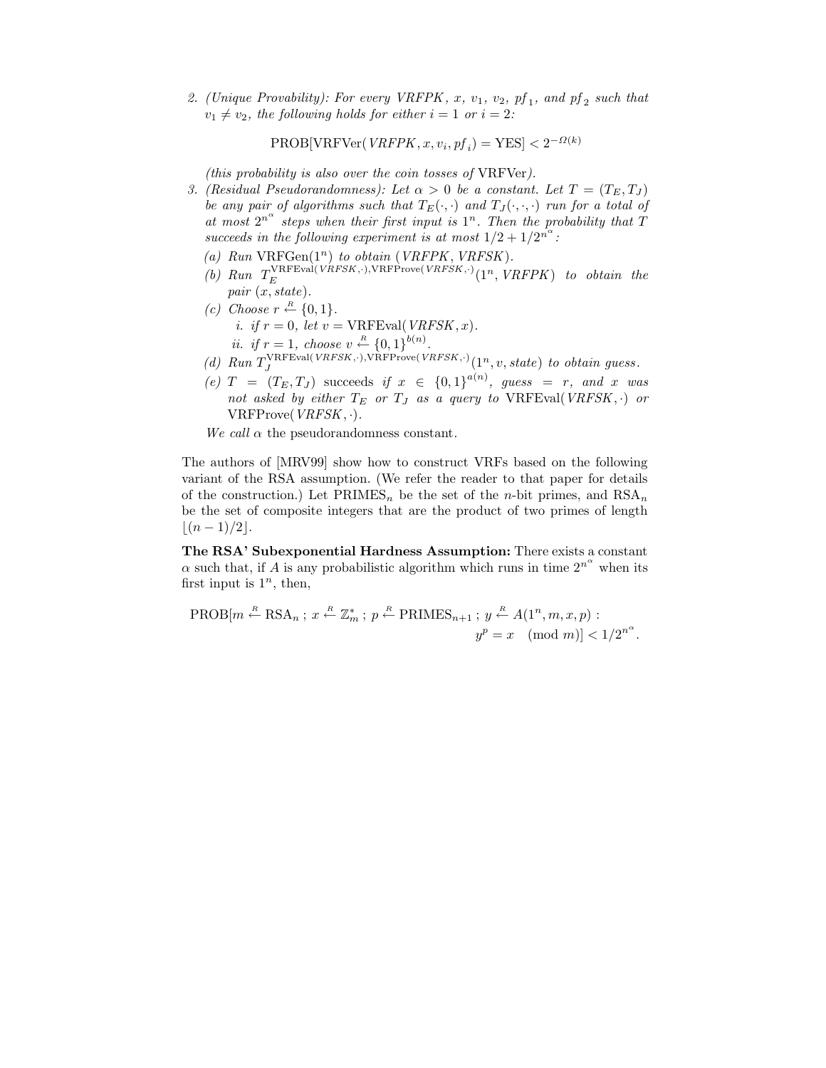2. *(Unique Provability): For every* $VRFPK$*,* $x$*,* $v_1$*,* $v_2$*,* $pf_1$*, and* $pf_2$ *such that* $v_1 \neq v_2$*, the following holds for either* $i = 1$ *or* $i = 2$*:*

$$\text{PROB}[\text{VRFVer}(VRFPK, x, v_i, pf_i) = \text{YES}] < 2^{-\Omega(k)}$$

*(this probability is also over the coin tosses of* VRFVer*).*

3. *(Residual Pseudorandomness): Let* $\alpha > 0$ *be a constant. Let* $T = (T_E, T_J)$ *be any pair of algorithms such that* $T_E(\cdot,\cdot)$ *and* $T_J(\cdot,\cdot,\cdot)$ *run for a total of at most* $2^{n^\alpha}$ *steps when their first input is* $1^n$*. Then the probability that* $T$ *succeeds in the following experiment is at most* $1/2 + 1/2^{n^\alpha}$*:*
   (a) *Run* $\text{VRFGen}(1^n)$ *to obtain* $(VRFPK, VRFSK)$*.*
   (b) *Run* $T_E^{\text{VRFEval}(VRFSK,\cdot),\text{VRFProve}(VRFSK,\cdot)}(1^n, VRFPK)$ *to obtain the pair* $(x, state)$*.*
   (c) *Choose* $r \xleftarrow{R} \{0,1\}$*.*
      i. *if* $r = 0$*, let* $v = \text{VRFEval}(VRFSK, x)$*.*
      ii. *if* $r = 1$*, choose* $v \xleftarrow{R} \{0,1\}^{b(n)}$*.*
   (d) *Run* $T_J^{\text{VRFEval}(VRFSK,\cdot),\text{VRFProve}(VRFSK,\cdot)}(1^n, v, state)$ *to obtain guess.*
   (e) $T = (T_E, T_J)$ succeeds *if* $x \in \{0,1\}^{a(n)}$*, guess* $= r$*, and* $x$ *was not asked by either* $T_E$ *or* $T_J$ *as a query to* $\text{VRFEval}(VRFSK,\cdot)$ *or* $\text{VRFProve}(VRFSK,\cdot)$*.*

   *We call* $\alpha$ the pseudorandomness constant*.*

The authors of [MRV99] show how to construct VRFs based on the following variant of the RSA assumption. (We refer the reader to that paper for details of the construction.) Let $\text{PRIMES}_n$ be the set of the $n$-bit primes, and $\text{RSA}_n$ be the set of composite integers that are the product of two primes of length $\lfloor (n-1)/2 \rfloor$.

**The RSA' Subexponential Hardness Assumption:** There exists a constant $\alpha$ such that, if $A$ is any probabilistic algorithm which runs in time $2^{n^\alpha}$ when its first input is $1^n$, then,

$$\text{PROB}[m \xleftarrow{R} \text{RSA}_n \,;\, x \xleftarrow{R} \mathbb{Z}_m^* \,;\, p \xleftarrow{R} \text{PRIMES}_{n+1} \,;\, y \xleftarrow{R} A(1^n, m, x, p) : y^p = x \pmod{m}] < 1/2^{n^\alpha}.$$